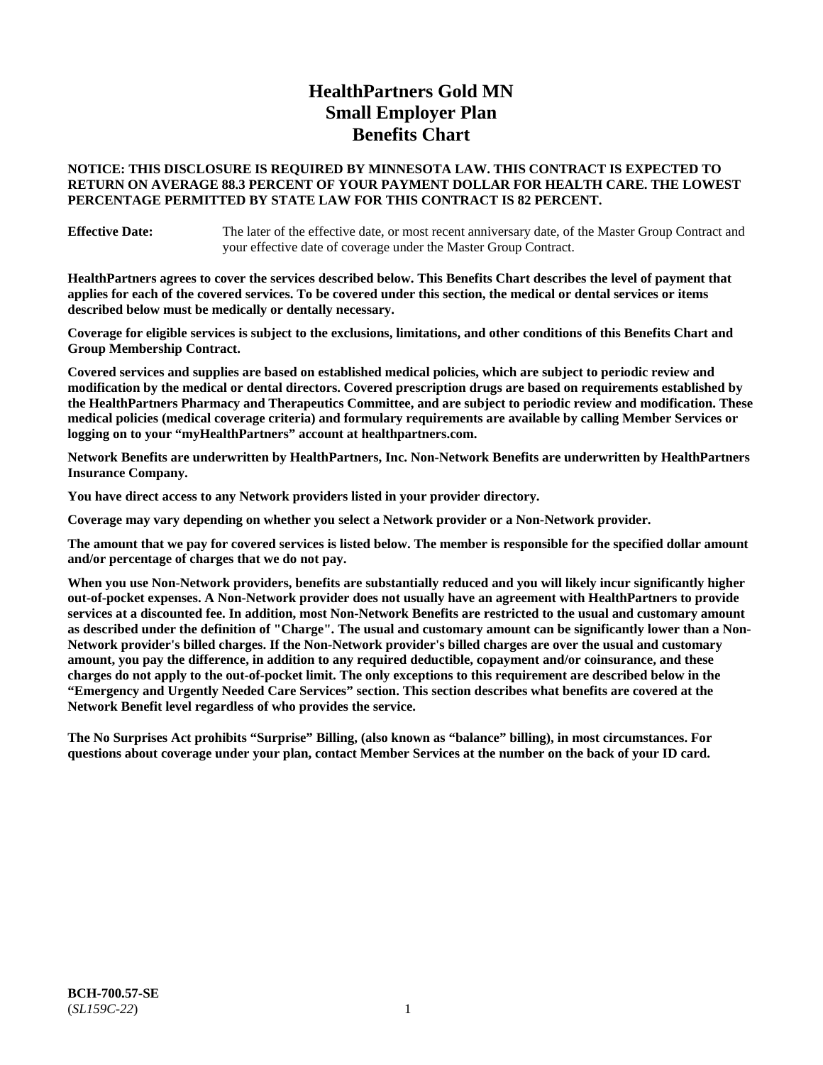# HealthPartners Gold MN
# Small Employer Plan
# Benefits Chart

**NOTICE: THIS DISCLOSURE IS REQUIRED BY MINNESOTA LAW. THIS CONTRACT IS EXPECTED TO RETURN ON AVERAGE 88.3 PERCENT OF YOUR PAYMENT DOLLAR FOR HEALTH CARE. THE LOWEST PERCENTAGE PERMITTED BY STATE LAW FOR THIS CONTRACT IS 82 PERCENT.**

**Effective Date:** The later of the effective date, or most recent anniversary date, of the Master Group Contract and your effective date of coverage under the Master Group Contract.

**HealthPartners agrees to cover the services described below. This Benefits Chart describes the level of payment that applies for each of the covered services. To be covered under this section, the medical or dental services or items described below must be medically or dentally necessary.**

**Coverage for eligible services is subject to the exclusions, limitations, and other conditions of this Benefits Chart and Group Membership Contract.**

**Covered services and supplies are based on established medical policies, which are subject to periodic review and modification by the medical or dental directors. Covered prescription drugs are based on requirements established by the HealthPartners Pharmacy and Therapeutics Committee, and are subject to periodic review and modification. These medical policies (medical coverage criteria) and formulary requirements are available by calling Member Services or logging on to your "myHealthPartners" account at healthpartners.com.**

**Network Benefits are underwritten by HealthPartners, Inc. Non-Network Benefits are underwritten by HealthPartners Insurance Company.**

**You have direct access to any Network providers listed in your provider directory.**

**Coverage may vary depending on whether you select a Network provider or a Non-Network provider.**

**The amount that we pay for covered services is listed below. The member is responsible for the specified dollar amount and/or percentage of charges that we do not pay.**

**When you use Non-Network providers, benefits are substantially reduced and you will likely incur significantly higher out-of-pocket expenses. A Non-Network provider does not usually have an agreement with HealthPartners to provide services at a discounted fee. In addition, most Non-Network Benefits are restricted to the usual and customary amount as described under the definition of "Charge". The usual and customary amount can be significantly lower than a Non-Network provider's billed charges. If the Non-Network provider's billed charges are over the usual and customary amount, you pay the difference, in addition to any required deductible, copayment and/or coinsurance, and these charges do not apply to the out-of-pocket limit. The only exceptions to this requirement are described below in the "Emergency and Urgently Needed Care Services" section. This section describes what benefits are covered at the Network Benefit level regardless of who provides the service.**

**The No Surprises Act prohibits "Surprise" Billing, (also known as "balance" billing), in most circumstances. For questions about coverage under your plan, contact Member Services at the number on the back of your ID card.**

**BCH-700.57-SE**
(*SL159C-22*)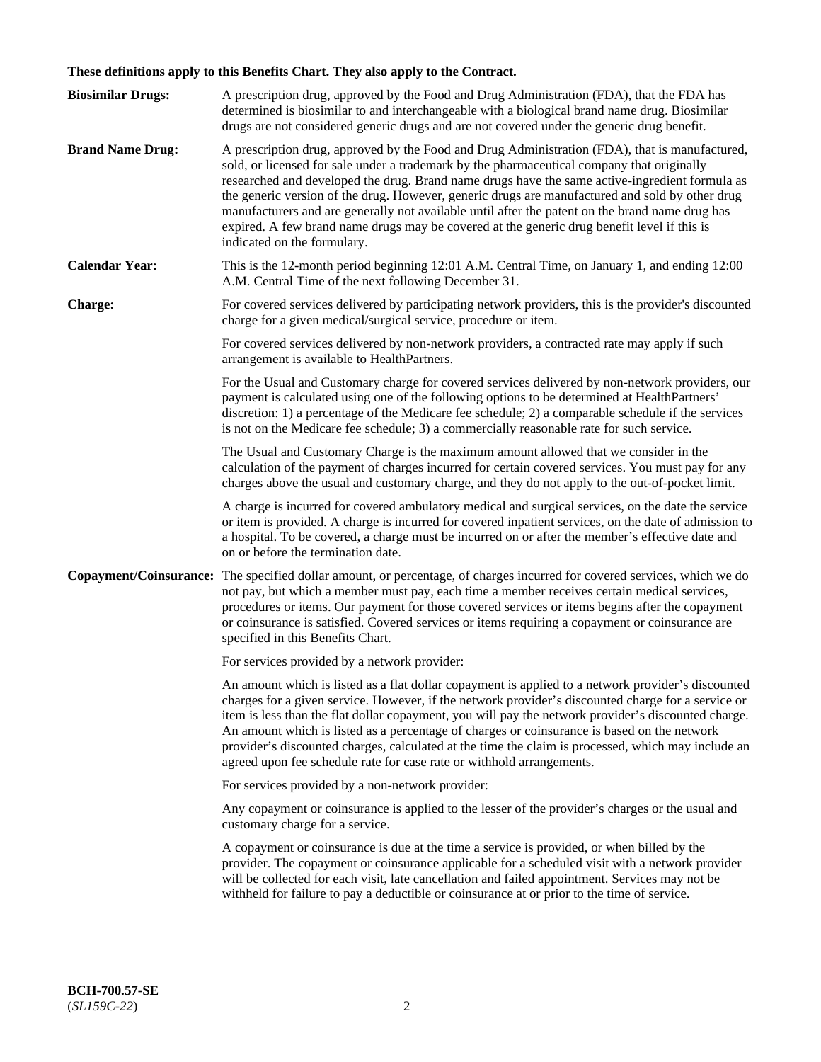**These definitions apply to this Benefits Chart. They also apply to the Contract.**

**Biosimilar Drugs:** A prescription drug, approved by the Food and Drug Administration (FDA), that the FDA has determined is biosimilar to and interchangeable with a biological brand name drug. Biosimilar drugs are not considered generic drugs and are not covered under the generic drug benefit.

**Brand Name Drug:** A prescription drug, approved by the Food and Drug Administration (FDA), that is manufactured, sold, or licensed for sale under a trademark by the pharmaceutical company that originally researched and developed the drug. Brand name drugs have the same active-ingredient formula as the generic version of the drug. However, generic drugs are manufactured and sold by other drug manufacturers and are generally not available until after the patent on the brand name drug has expired. A few brand name drugs may be covered at the generic drug benefit level if this is indicated on the formulary.

**Calendar Year:** This is the 12-month period beginning 12:01 A.M. Central Time, on January 1, and ending 12:00 A.M. Central Time of the next following December 31.

**Charge:** For covered services delivered by participating network providers, this is the provider's discounted charge for a given medical/surgical service, procedure or item.

For covered services delivered by non-network providers, a contracted rate may apply if such arrangement is available to HealthPartners.

For the Usual and Customary charge for covered services delivered by non-network providers, our payment is calculated using one of the following options to be determined at HealthPartners' discretion: 1) a percentage of the Medicare fee schedule; 2) a comparable schedule if the services is not on the Medicare fee schedule; 3) a commercially reasonable rate for such service.

The Usual and Customary Charge is the maximum amount allowed that we consider in the calculation of the payment of charges incurred for certain covered services. You must pay for any charges above the usual and customary charge, and they do not apply to the out-of-pocket limit.

A charge is incurred for covered ambulatory medical and surgical services, on the date the service or item is provided. A charge is incurred for covered inpatient services, on the date of admission to a hospital. To be covered, a charge must be incurred on or after the member's effective date and on or before the termination date.

**Copayment/Coinsurance:** The specified dollar amount, or percentage, of charges incurred for covered services, which we do not pay, but which a member must pay, each time a member receives certain medical services, procedures or items. Our payment for those covered services or items begins after the copayment or coinsurance is satisfied. Covered services or items requiring a copayment or coinsurance are specified in this Benefits Chart.

For services provided by a network provider:

An amount which is listed as a flat dollar copayment is applied to a network provider's discounted charges for a given service. However, if the network provider's discounted charge for a service or item is less than the flat dollar copayment, you will pay the network provider's discounted charge. An amount which is listed as a percentage of charges or coinsurance is based on the network provider's discounted charges, calculated at the time the claim is processed, which may include an agreed upon fee schedule rate for case rate or withhold arrangements.

For services provided by a non-network provider:

Any copayment or coinsurance is applied to the lesser of the provider's charges or the usual and customary charge for a service.

A copayment or coinsurance is due at the time a service is provided, or when billed by the provider. The copayment or coinsurance applicable for a scheduled visit with a network provider will be collected for each visit, late cancellation and failed appointment. Services may not be withheld for failure to pay a deductible or coinsurance at or prior to the time of service.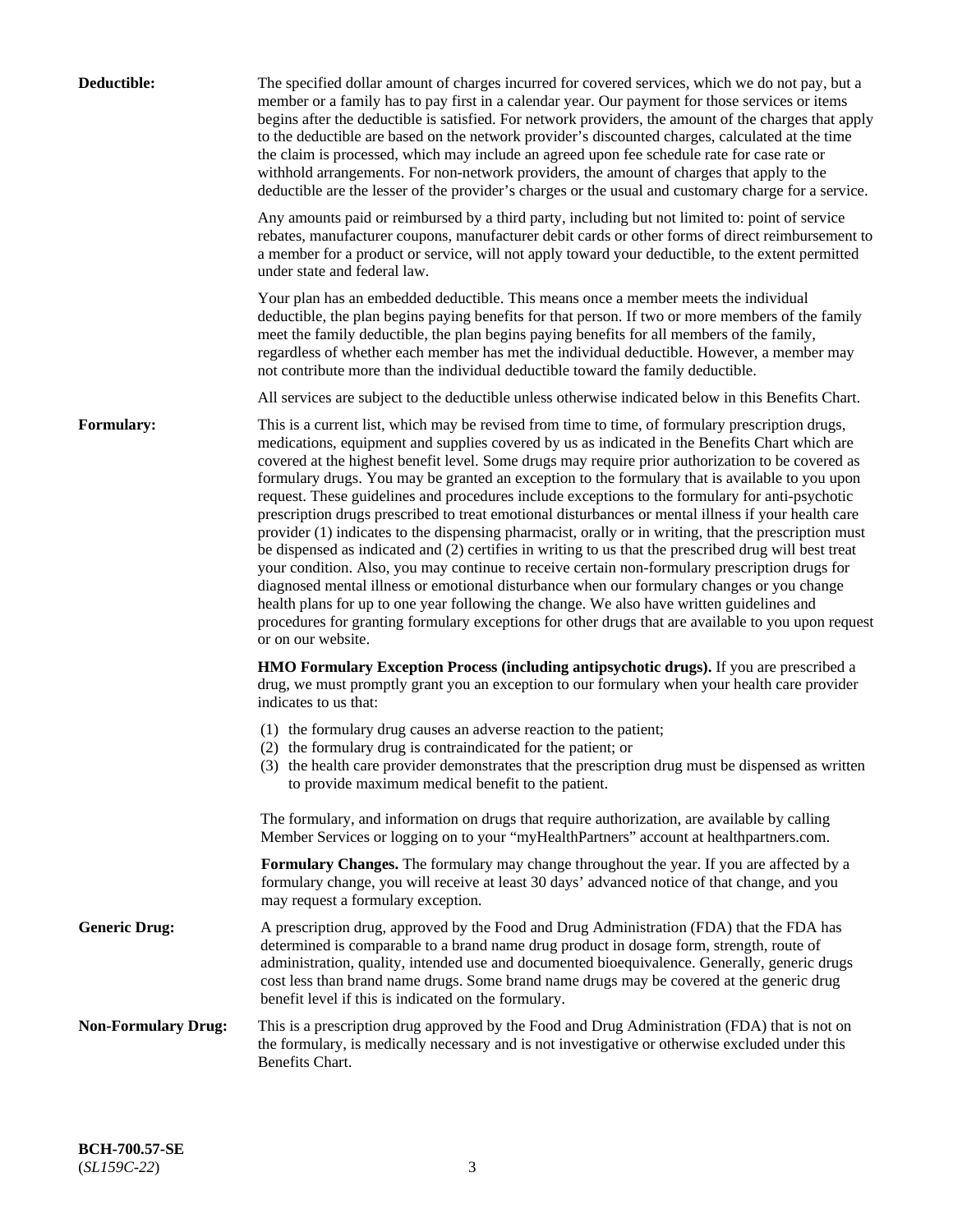**Deductible:** The specified dollar amount of charges incurred for covered services, which we do not pay, but a member or a family has to pay first in a calendar year. Our payment for those services or items begins after the deductible is satisfied. For network providers, the amount of the charges that apply to the deductible are based on the network provider's discounted charges, calculated at the time the claim is processed, which may include an agreed upon fee schedule rate for case rate or withhold arrangements. For non-network providers, the amount of charges that apply to the deductible are the lesser of the provider's charges or the usual and customary charge for a service.

Any amounts paid or reimbursed by a third party, including but not limited to: point of service rebates, manufacturer coupons, manufacturer debit cards or other forms of direct reimbursement to a member for a product or service, will not apply toward your deductible, to the extent permitted under state and federal law.

Your plan has an embedded deductible. This means once a member meets the individual deductible, the plan begins paying benefits for that person. If two or more members of the family meet the family deductible, the plan begins paying benefits for all members of the family, regardless of whether each member has met the individual deductible. However, a member may not contribute more than the individual deductible toward the family deductible.

All services are subject to the deductible unless otherwise indicated below in this Benefits Chart.

**Formulary:** This is a current list, which may be revised from time to time, of formulary prescription drugs, medications, equipment and supplies covered by us as indicated in the Benefits Chart which are covered at the highest benefit level. Some drugs may require prior authorization to be covered as formulary drugs. You may be granted an exception to the formulary that is available to you upon request. These guidelines and procedures include exceptions to the formulary for anti-psychotic prescription drugs prescribed to treat emotional disturbances or mental illness if your health care provider (1) indicates to the dispensing pharmacist, orally or in writing, that the prescription must be dispensed as indicated and (2) certifies in writing to us that the prescribed drug will best treat your condition. Also, you may continue to receive certain non-formulary prescription drugs for diagnosed mental illness or emotional disturbance when our formulary changes or you change health plans for up to one year following the change. We also have written guidelines and procedures for granting formulary exceptions for other drugs that are available to you upon request or on our website.

**HMO Formulary Exception Process (including antipsychotic drugs).** If you are prescribed a drug, we must promptly grant you an exception to our formulary when your health care provider indicates to us that:

(1) the formulary drug causes an adverse reaction to the patient;
(2) the formulary drug is contraindicated for the patient; or
(3) the health care provider demonstrates that the prescription drug must be dispensed as written to provide maximum medical benefit to the patient.

The formulary, and information on drugs that require authorization, are available by calling Member Services or logging on to your "myHealthPartners" account at healthpartners.com.

**Formulary Changes.** The formulary may change throughout the year. If you are affected by a formulary change, you will receive at least 30 days' advanced notice of that change, and you may request a formulary exception.

**Generic Drug:** A prescription drug, approved by the Food and Drug Administration (FDA) that the FDA has determined is comparable to a brand name drug product in dosage form, strength, route of administration, quality, intended use and documented bioequivalence. Generally, generic drugs cost less than brand name drugs. Some brand name drugs may be covered at the generic drug benefit level if this is indicated on the formulary.

**Non-Formulary Drug:** This is a prescription drug approved by the Food and Drug Administration (FDA) that is not on the formulary, is medically necessary and is not investigative or otherwise excluded under this Benefits Chart.

**BCH-700.57-SE**
(*SL159C-22*)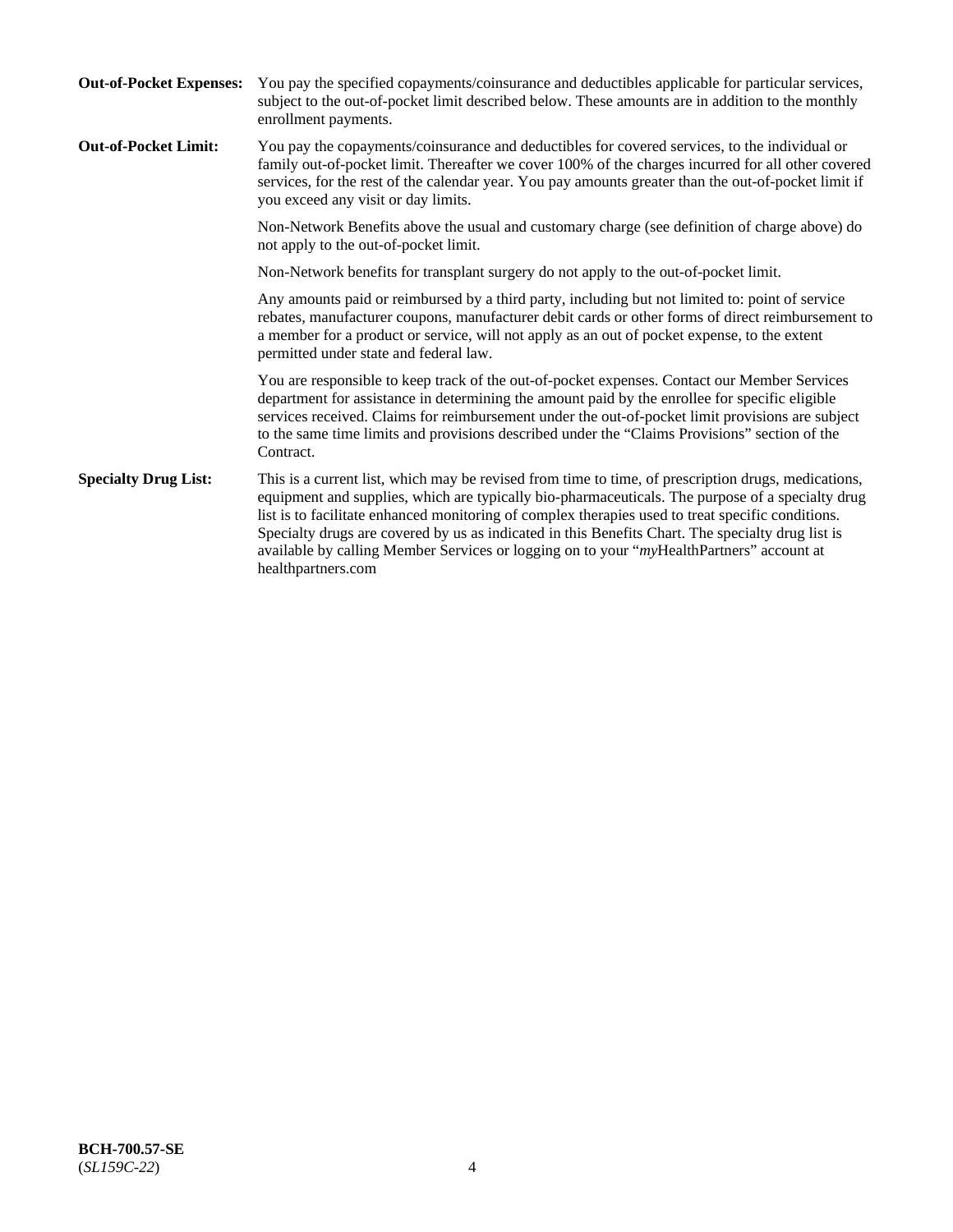**Out-of-Pocket Expenses:** You pay the specified copayments/coinsurance and deductibles applicable for particular services, subject to the out-of-pocket limit described below. These amounts are in addition to the monthly enrollment payments.

**Out-of-Pocket Limit:** You pay the copayments/coinsurance and deductibles for covered services, to the individual or family out-of-pocket limit. Thereafter we cover 100% of the charges incurred for all other covered services, for the rest of the calendar year. You pay amounts greater than the out-of-pocket limit if you exceed any visit or day limits.

Non-Network Benefits above the usual and customary charge (see definition of charge above) do not apply to the out-of-pocket limit.

Non-Network benefits for transplant surgery do not apply to the out-of-pocket limit.

Any amounts paid or reimbursed by a third party, including but not limited to: point of service rebates, manufacturer coupons, manufacturer debit cards or other forms of direct reimbursement to a member for a product or service, will not apply as an out of pocket expense, to the extent permitted under state and federal law.

You are responsible to keep track of the out-of-pocket expenses. Contact our Member Services department for assistance in determining the amount paid by the enrollee for specific eligible services received. Claims for reimbursement under the out-of-pocket limit provisions are subject to the same time limits and provisions described under the "Claims Provisions" section of the Contract.

**Specialty Drug List:** This is a current list, which may be revised from time to time, of prescription drugs, medications, equipment and supplies, which are typically bio-pharmaceuticals. The purpose of a specialty drug list is to facilitate enhanced monitoring of complex therapies used to treat specific conditions. Specialty drugs are covered by us as indicated in this Benefits Chart. The specialty drug list is available by calling Member Services or logging on to your "*my*HealthPartners" account at healthpartners.com

**BCH-700.57-SE**
(*SL159C-22*)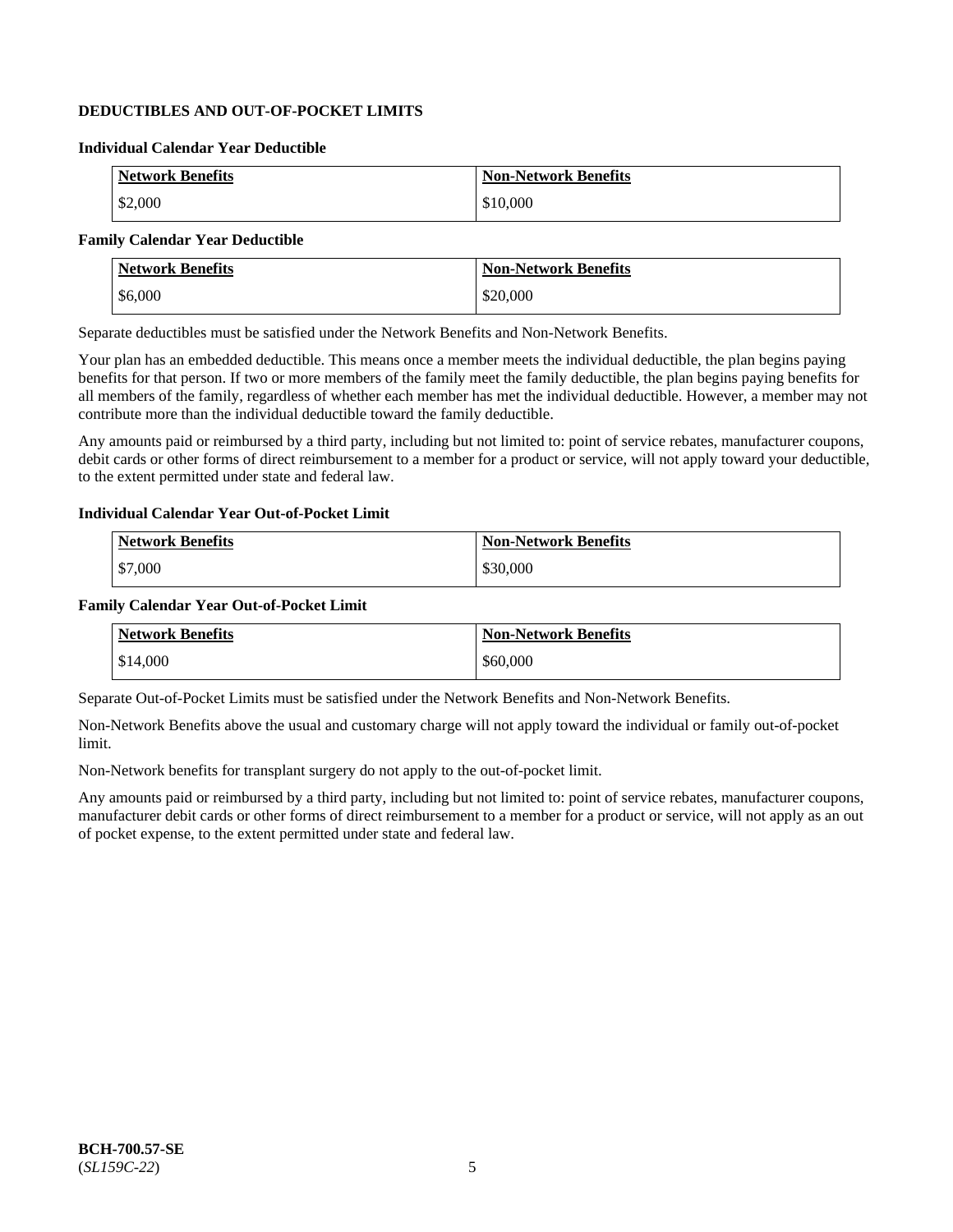## DEDUCTIBLES AND OUT-OF-POCKET LIMITS

### Individual Calendar Year Deductible

| Network Benefits | Non-Network Benefits |
|---|---|
| $2,000 | $10,000 |

### Family Calendar Year Deductible

| Network Benefits | Non-Network Benefits |
|---|---|
| $6,000 | $20,000 |

Separate deductibles must be satisfied under the Network Benefits and Non-Network Benefits.

Your plan has an embedded deductible. This means once a member meets the individual deductible, the plan begins paying benefits for that person. If two or more members of the family meet the family deductible, the plan begins paying benefits for all members of the family, regardless of whether each member has met the individual deductible. However, a member may not contribute more than the individual deductible toward the family deductible.

Any amounts paid or reimbursed by a third party, including but not limited to: point of service rebates, manufacturer coupons, debit cards or other forms of direct reimbursement to a member for a product or service, will not apply toward your deductible, to the extent permitted under state and federal law.

### Individual Calendar Year Out-of-Pocket Limit

| Network Benefits | Non-Network Benefits |
|---|---|
| $7,000 | $30,000 |

### Family Calendar Year Out-of-Pocket Limit

| Network Benefits | Non-Network Benefits |
|---|---|
| $14,000 | $60,000 |

Separate Out-of-Pocket Limits must be satisfied under the Network Benefits and Non-Network Benefits.

Non-Network Benefits above the usual and customary charge will not apply toward the individual or family out-of-pocket limit.

Non-Network benefits for transplant surgery do not apply to the out-of-pocket limit.

Any amounts paid or reimbursed by a third party, including but not limited to: point of service rebates, manufacturer coupons, manufacturer debit cards or other forms of direct reimbursement to a member for a product or service, will not apply as an out of pocket expense, to the extent permitted under state and federal law.

**BCH-700.57-SE**
(*SL159C-22*)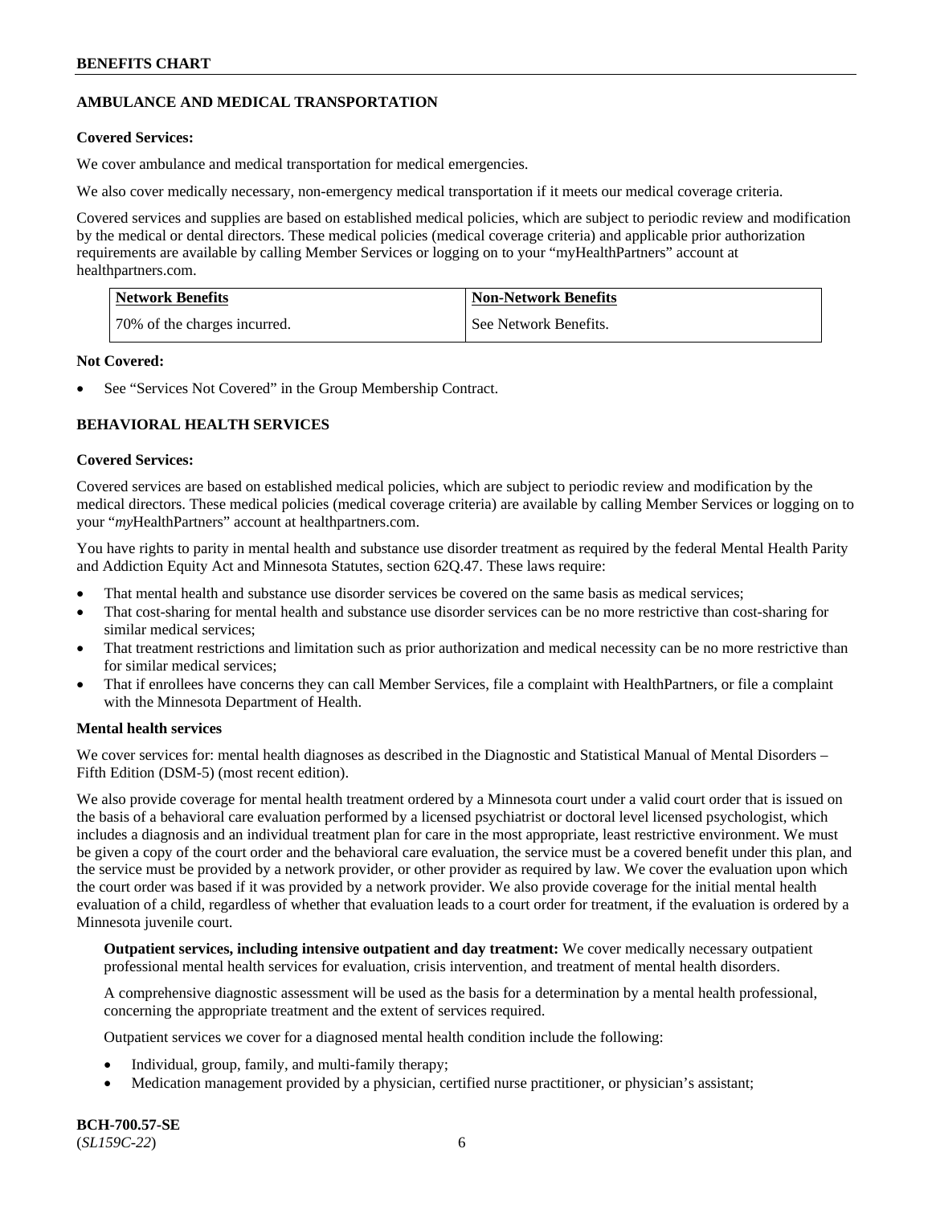## AMBULANCE AND MEDICAL TRANSPORTATION

**Covered Services:**

We cover ambulance and medical transportation for medical emergencies.

We also cover medically necessary, non-emergency medical transportation if it meets our medical coverage criteria.

Covered services and supplies are based on established medical policies, which are subject to periodic review and modification by the medical or dental directors. These medical policies (medical coverage criteria) and applicable prior authorization requirements are available by calling Member Services or logging on to your "myHealthPartners" account at healthpartners.com.

| Network Benefits | Non-Network Benefits |
|---|---|
| 70% of the charges incurred. | See Network Benefits. |

**Not Covered:**

- See "Services Not Covered" in the Group Membership Contract.

## BEHAVIORAL HEALTH SERVICES

**Covered Services:**

Covered services are based on established medical policies, which are subject to periodic review and modification by the medical directors. These medical policies (medical coverage criteria) are available by calling Member Services or logging on to your "*my*HealthPartners" account at healthpartners.com.

You have rights to parity in mental health and substance use disorder treatment as required by the federal Mental Health Parity and Addiction Equity Act and Minnesota Statutes, section 62Q.47. These laws require:

- That mental health and substance use disorder services be covered on the same basis as medical services;
- That cost-sharing for mental health and substance use disorder services can be no more restrictive than cost-sharing for similar medical services;
- That treatment restrictions and limitation such as prior authorization and medical necessity can be no more restrictive than for similar medical services;
- That if enrollees have concerns they can call Member Services, file a complaint with HealthPartners, or file a complaint with the Minnesota Department of Health.

**Mental health services**

We cover services for: mental health diagnoses as described in the Diagnostic and Statistical Manual of Mental Disorders – Fifth Edition (DSM-5) (most recent edition).

We also provide coverage for mental health treatment ordered by a Minnesota court under a valid court order that is issued on the basis of a behavioral care evaluation performed by a licensed psychiatrist or doctoral level licensed psychologist, which includes a diagnosis and an individual treatment plan for care in the most appropriate, least restrictive environment. We must be given a copy of the court order and the behavioral care evaluation, the service must be a covered benefit under this plan, and the service must be provided by a network provider, or other provider as required by law. We cover the evaluation upon which the court order was based if it was provided by a network provider. We also provide coverage for the initial mental health evaluation of a child, regardless of whether that evaluation leads to a court order for treatment, if the evaluation is ordered by a Minnesota juvenile court.

**Outpatient services, including intensive outpatient and day treatment:** We cover medically necessary outpatient professional mental health services for evaluation, crisis intervention, and treatment of mental health disorders.

A comprehensive diagnostic assessment will be used as the basis for a determination by a mental health professional, concerning the appropriate treatment and the extent of services required.

Outpatient services we cover for a diagnosed mental health condition include the following:

- Individual, group, family, and multi-family therapy;
- Medication management provided by a physician, certified nurse practitioner, or physician's assistant;

BCH-700.57-SE
(*SL159C-22*)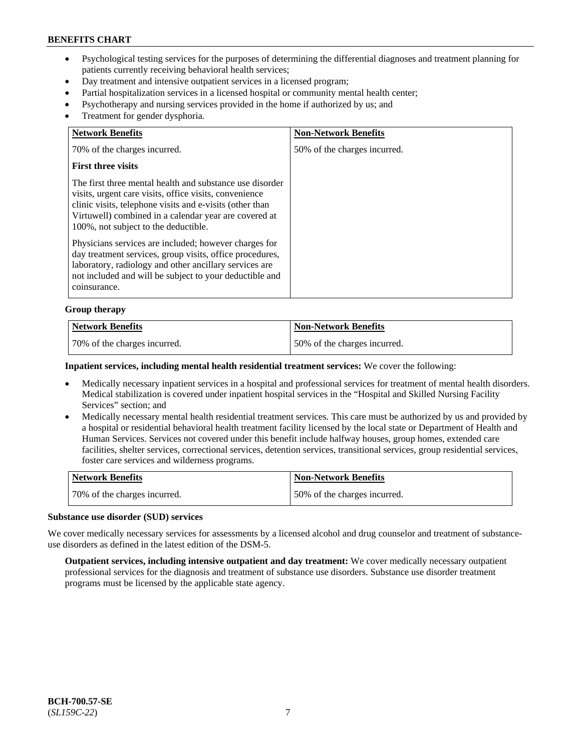- Psychological testing services for the purposes of determining the differential diagnoses and treatment planning for patients currently receiving behavioral health services;
- Day treatment and intensive outpatient services in a licensed program;
- Partial hospitalization services in a licensed hospital or community mental health center;
- Psychotherapy and nursing services provided in the home if authorized by us; and
- Treatment for gender dysphoria.

| Network Benefits | Non-Network Benefits |
|---|---|
| 70% of the charges incurred.<br><br>**First three visits**<br><br>The first three mental health and substance use disorder visits, urgent care visits, office visits, convenience clinic visits, telephone visits and e-visits (other than Virtuwell) combined in a calendar year are covered at 100%, not subject to the deductible.<br><br>Physicians services are included; however charges for day treatment services, group visits, office procedures, laboratory, radiology and other ancillary services are not included and will be subject to your deductible and coinsurance. | 50% of the charges incurred. |

**Group therapy**

| Network Benefits | Non-Network Benefits |
|---|---|
| 70% of the charges incurred. | 50% of the charges incurred. |

**Inpatient services, including mental health residential treatment services:** We cover the following:

- Medically necessary inpatient services in a hospital and professional services for treatment of mental health disorders. Medical stabilization is covered under inpatient hospital services in the "Hospital and Skilled Nursing Facility Services" section; and
- Medically necessary mental health residential treatment services. This care must be authorized by us and provided by a hospital or residential behavioral health treatment facility licensed by the local state or Department of Health and Human Services. Services not covered under this benefit include halfway houses, group homes, extended care facilities, shelter services, correctional services, detention services, transitional services, group residential services, foster care services and wilderness programs.

| Network Benefits | Non-Network Benefits |
|---|---|
| 70% of the charges incurred. | 50% of the charges incurred. |

**Substance use disorder (SUD) services**

We cover medically necessary services for assessments by a licensed alcohol and drug counselor and treatment of substance-use disorders as defined in the latest edition of the DSM-5.

**Outpatient services, including intensive outpatient and day treatment:** We cover medically necessary outpatient professional services for the diagnosis and treatment of substance use disorders. Substance use disorder treatment programs must be licensed by the applicable state agency.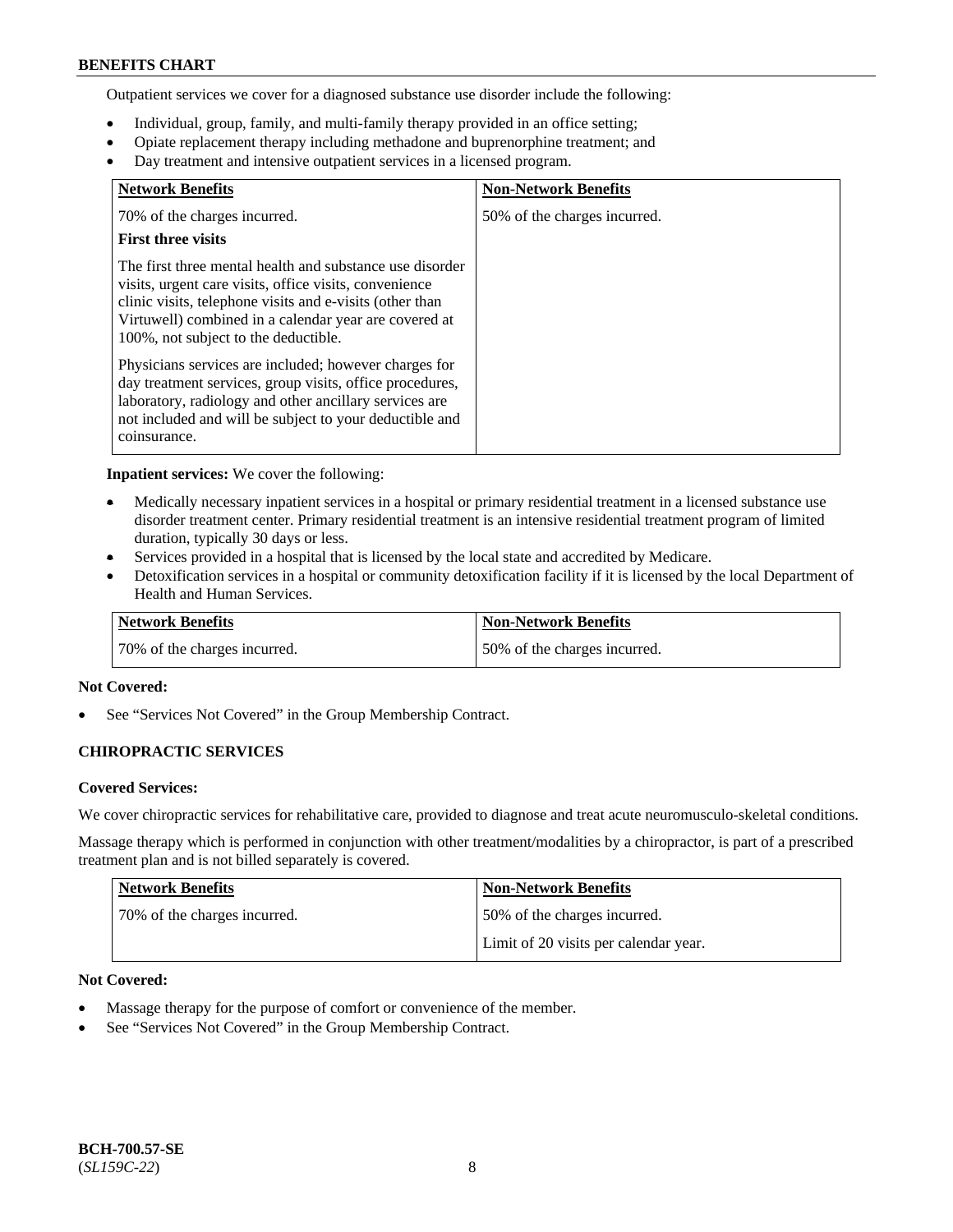Outpatient services we cover for a diagnosed substance use disorder include the following:

- Individual, group, family, and multi-family therapy provided in an office setting;
- Opiate replacement therapy including methadone and buprenorphine treatment; and
- Day treatment and intensive outpatient services in a licensed program.

| Network Benefits | Non-Network Benefits |
|---|---|
| 70% of the charges incurred.<br>**First three visits**<br>The first three mental health and substance use disorder visits, urgent care visits, office visits, convenience clinic visits, telephone visits and e-visits (other than Virtuwell) combined in a calendar year are covered at 100%, not subject to the deductible.<br>Physicians services are included; however charges for day treatment services, group visits, office procedures, laboratory, radiology and other ancillary services are not included and will be subject to your deductible and coinsurance. | 50% of the charges incurred. |

**Inpatient services:** We cover the following:

- Medically necessary inpatient services in a hospital or primary residential treatment in a licensed substance use disorder treatment center. Primary residential treatment is an intensive residential treatment program of limited duration, typically 30 days or less.
- Services provided in a hospital that is licensed by the local state and accredited by Medicare.
- Detoxification services in a hospital or community detoxification facility if it is licensed by the local Department of Health and Human Services.

| Network Benefits | Non-Network Benefits |
|---|---|
| 70% of the charges incurred. | 50% of the charges incurred. |

**Not Covered:**

- See "Services Not Covered" in the Group Membership Contract.

### CHIROPRACTIC SERVICES

**Covered Services:**

We cover chiropractic services for rehabilitative care, provided to diagnose and treat acute neuromusculo-skeletal conditions.

Massage therapy which is performed in conjunction with other treatment/modalities by a chiropractor, is part of a prescribed treatment plan and is not billed separately is covered.

| Network Benefits | Non-Network Benefits |
|---|---|
| 70% of the charges incurred. | 50% of the charges incurred.<br>Limit of 20 visits per calendar year. |

**Not Covered:**

- Massage therapy for the purpose of comfort or convenience of the member.
- See "Services Not Covered" in the Group Membership Contract.

BCH-700.57-SE
(*SL159C-22*)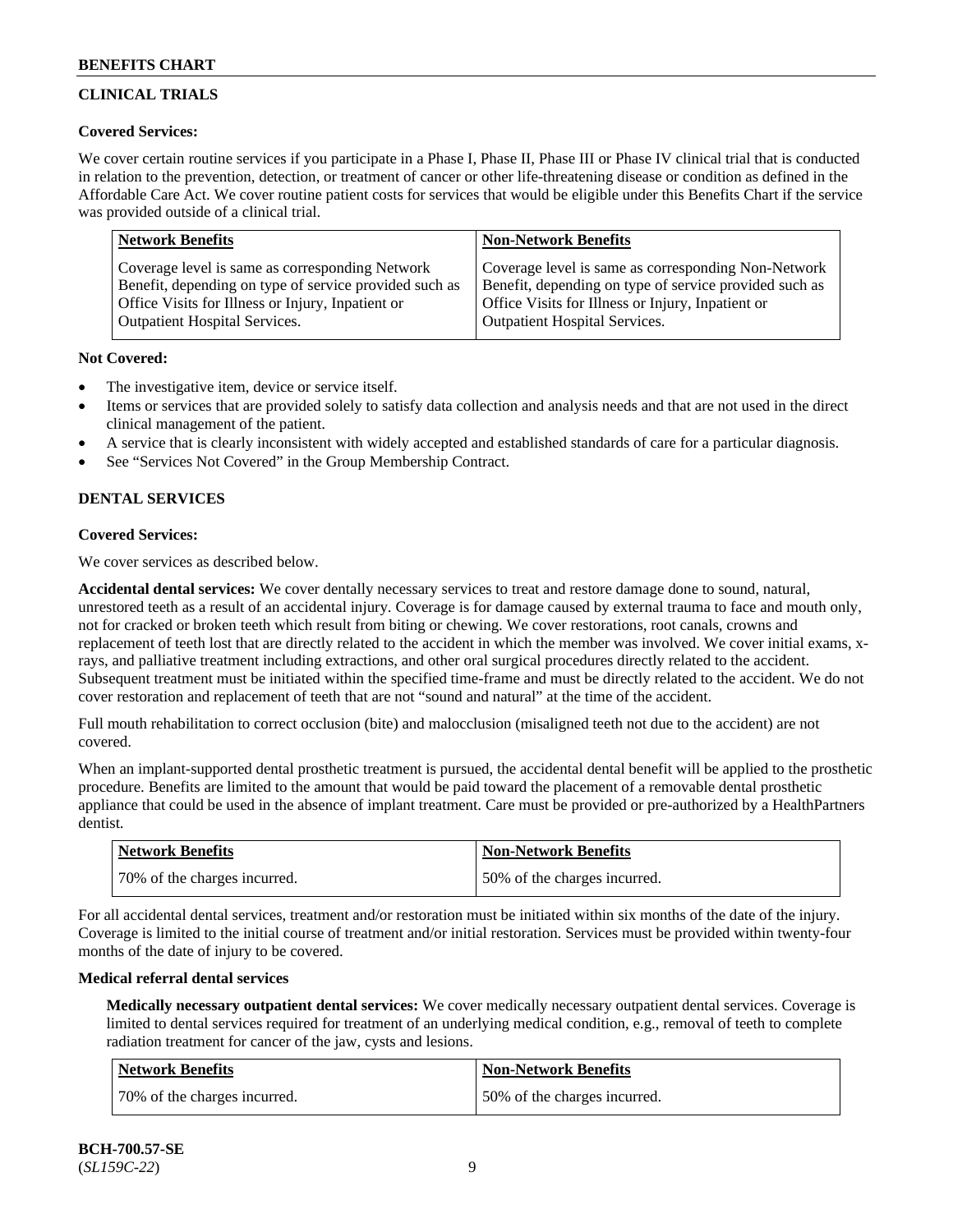## CLINICAL TRIALS

**Covered Services:**

We cover certain routine services if you participate in a Phase I, Phase II, Phase III or Phase IV clinical trial that is conducted in relation to the prevention, detection, or treatment of cancer or other life-threatening disease or condition as defined in the Affordable Care Act. We cover routine patient costs for services that would be eligible under this Benefits Chart if the service was provided outside of a clinical trial.

| Network Benefits | Non-Network Benefits |
|---|---|
| Coverage level is same as corresponding Network Benefit, depending on type of service provided such as Office Visits for Illness or Injury, Inpatient or Outpatient Hospital Services. | Coverage level is same as corresponding Non-Network Benefit, depending on type of service provided such as Office Visits for Illness or Injury, Inpatient or Outpatient Hospital Services. |

**Not Covered:**

- The investigative item, device or service itself.
- Items or services that are provided solely to satisfy data collection and analysis needs and that are not used in the direct clinical management of the patient.
- A service that is clearly inconsistent with widely accepted and established standards of care for a particular diagnosis.
- See "Services Not Covered" in the Group Membership Contract.

## DENTAL SERVICES

**Covered Services:**

We cover services as described below.

**Accidental dental services:** We cover dentally necessary services to treat and restore damage done to sound, natural, unrestored teeth as a result of an accidental injury. Coverage is for damage caused by external trauma to face and mouth only, not for cracked or broken teeth which result from biting or chewing. We cover restorations, root canals, crowns and replacement of teeth lost that are directly related to the accident in which the member was involved. We cover initial exams, x-rays, and palliative treatment including extractions, and other oral surgical procedures directly related to the accident. Subsequent treatment must be initiated within the specified time-frame and must be directly related to the accident. We do not cover restoration and replacement of teeth that are not "sound and natural" at the time of the accident.

Full mouth rehabilitation to correct occlusion (bite) and malocclusion (misaligned teeth not due to the accident) are not covered.

When an implant-supported dental prosthetic treatment is pursued, the accidental dental benefit will be applied to the prosthetic procedure. Benefits are limited to the amount that would be paid toward the placement of a removable dental prosthetic appliance that could be used in the absence of implant treatment. Care must be provided or pre-authorized by a HealthPartners dentist.

| Network Benefits | Non-Network Benefits |
|---|---|
| 70% of the charges incurred. | 50% of the charges incurred. |

For all accidental dental services, treatment and/or restoration must be initiated within six months of the date of the injury. Coverage is limited to the initial course of treatment and/or initial restoration. Services must be provided within twenty-four months of the date of injury to be covered.

**Medical referral dental services**

**Medically necessary outpatient dental services:** We cover medically necessary outpatient dental services. Coverage is limited to dental services required for treatment of an underlying medical condition, e.g., removal of teeth to complete radiation treatment for cancer of the jaw, cysts and lesions.

| Network Benefits | Non-Network Benefits |
|---|---|
| 70% of the charges incurred. | 50% of the charges incurred. |

BCH-700.57-SE
(*SL159C-22*)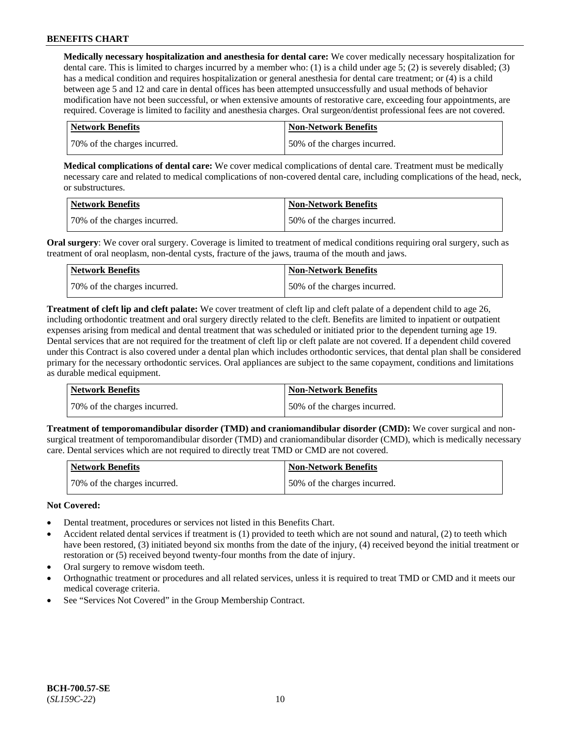**Medically necessary hospitalization and anesthesia for dental care:** We cover medically necessary hospitalization for dental care. This is limited to charges incurred by a member who: (1) is a child under age 5; (2) is severely disabled; (3) has a medical condition and requires hospitalization or general anesthesia for dental care treatment; or (4) is a child between age 5 and 12 and care in dental offices has been attempted unsuccessfully and usual methods of behavior modification have not been successful, or when extensive amounts of restorative care, exceeding four appointments, are required. Coverage is limited to facility and anesthesia charges. Oral surgeon/dentist professional fees are not covered.

| Network Benefits | Non-Network Benefits |
|---|---|
| 70% of the charges incurred. | 50% of the charges incurred. |

**Medical complications of dental care:** We cover medical complications of dental care. Treatment must be medically necessary care and related to medical complications of non-covered dental care, including complications of the head, neck, or substructures.

| Network Benefits | Non-Network Benefits |
|---|---|
| 70% of the charges incurred. | 50% of the charges incurred. |

**Oral surgery**: We cover oral surgery. Coverage is limited to treatment of medical conditions requiring oral surgery, such as treatment of oral neoplasm, non-dental cysts, fracture of the jaws, trauma of the mouth and jaws.

| Network Benefits | Non-Network Benefits |
|---|---|
| 70% of the charges incurred. | 50% of the charges incurred. |

**Treatment of cleft lip and cleft palate:** We cover treatment of cleft lip and cleft palate of a dependent child to age 26, including orthodontic treatment and oral surgery directly related to the cleft. Benefits are limited to inpatient or outpatient expenses arising from medical and dental treatment that was scheduled or initiated prior to the dependent turning age 19. Dental services that are not required for the treatment of cleft lip or cleft palate are not covered. If a dependent child covered under this Contract is also covered under a dental plan which includes orthodontic services, that dental plan shall be considered primary for the necessary orthodontic services. Oral appliances are subject to the same copayment, conditions and limitations as durable medical equipment.

| Network Benefits | Non-Network Benefits |
|---|---|
| 70% of the charges incurred. | 50% of the charges incurred. |

**Treatment of temporomandibular disorder (TMD) and craniomandibular disorder (CMD):** We cover surgical and non-surgical treatment of temporomandibular disorder (TMD) and craniomandibular disorder (CMD), which is medically necessary care. Dental services which are not required to directly treat TMD or CMD are not covered.

| Network Benefits | Non-Network Benefits |
|---|---|
| 70% of the charges incurred. | 50% of the charges incurred. |

**Not Covered:**

- Dental treatment, procedures or services not listed in this Benefits Chart.
- Accident related dental services if treatment is (1) provided to teeth which are not sound and natural, (2) to teeth which have been restored, (3) initiated beyond six months from the date of the injury, (4) received beyond the initial treatment or restoration or (5) received beyond twenty-four months from the date of injury.
- Oral surgery to remove wisdom teeth.
- Orthognathic treatment or procedures and all related services, unless it is required to treat TMD or CMD and it meets our medical coverage criteria.
- See "Services Not Covered" in the Group Membership Contract.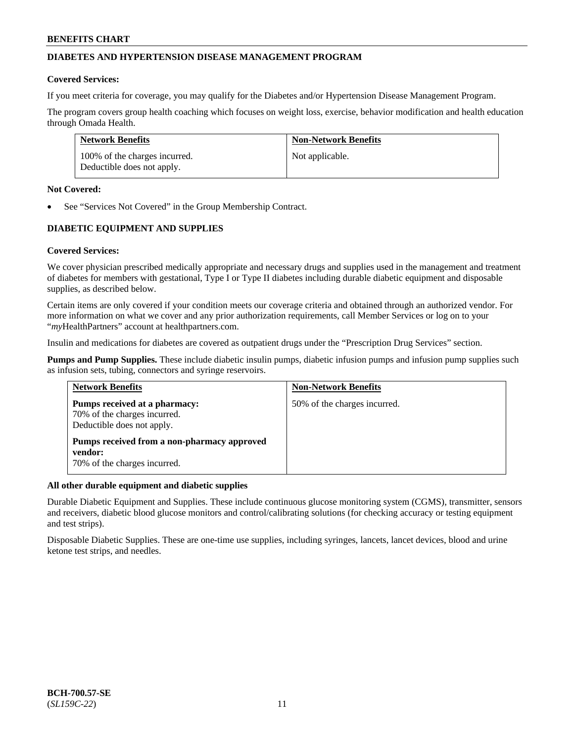**DIABETES AND HYPERTENSION DISEASE MANAGEMENT PROGRAM**

**Covered Services:**

If you meet criteria for coverage, you may qualify for the Diabetes and/or Hypertension Disease Management Program.

The program covers group health coaching which focuses on weight loss, exercise, behavior modification and health education through Omada Health.

| Network Benefits | Non-Network Benefits |
|---|---|
| 100% of the charges incurred.<br>Deductible does not apply. | Not applicable. |

**Not Covered:**

- See "Services Not Covered" in the Group Membership Contract.

**DIABETIC EQUIPMENT AND SUPPLIES**

**Covered Services:**

We cover physician prescribed medically appropriate and necessary drugs and supplies used in the management and treatment of diabetes for members with gestational, Type I or Type II diabetes including durable diabetic equipment and disposable supplies, as described below.

Certain items are only covered if your condition meets our coverage criteria and obtained through an authorized vendor. For more information on what we cover and any prior authorization requirements, call Member Services or log on to your "*my*HealthPartners" account at healthpartners.com.

Insulin and medications for diabetes are covered as outpatient drugs under the "Prescription Drug Services" section.

**Pumps and Pump Supplies.** These include diabetic insulin pumps, diabetic infusion pumps and infusion pump supplies such as infusion sets, tubing, connectors and syringe reservoirs.

| Network Benefits | Non-Network Benefits |
|---|---|
| **Pumps received at a pharmacy:**<br>70% of the charges incurred.<br>Deductible does not apply.<br><br>**Pumps received from a non-pharmacy approved vendor:**<br>70% of the charges incurred. | 50% of the charges incurred. |

**All other durable equipment and diabetic supplies**

Durable Diabetic Equipment and Supplies. These include continuous glucose monitoring system (CGMS), transmitter, sensors and receivers, diabetic blood glucose monitors and control/calibrating solutions (for checking accuracy or testing equipment and test strips).

Disposable Diabetic Supplies. These are one-time use supplies, including syringes, lancets, lancet devices, blood and urine ketone test strips, and needles.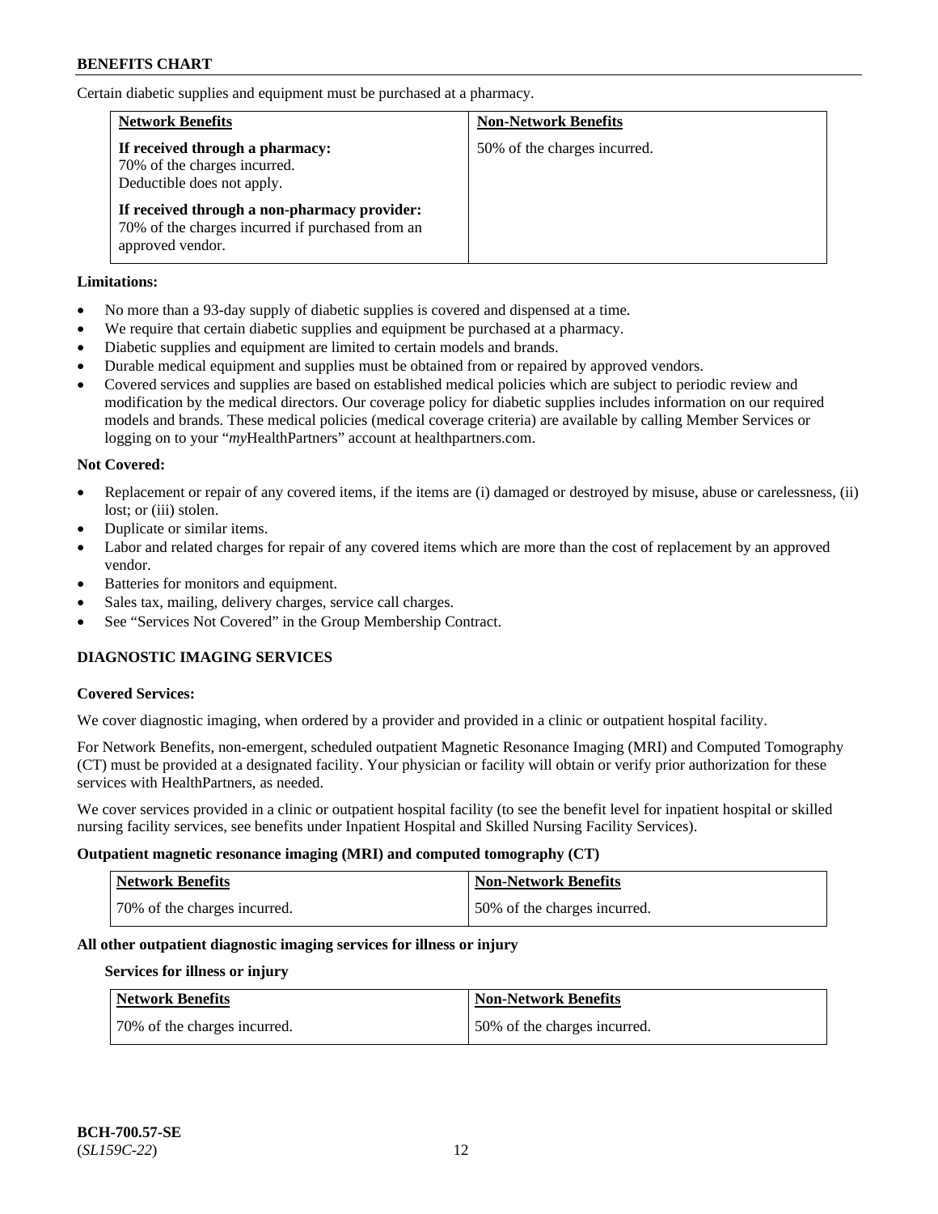Certain diabetic supplies and equipment must be purchased at a pharmacy.

| Network Benefits | Non-Network Benefits |
| --- | --- |
| **If received through a pharmacy:** 70% of the charges incurred. Deductible does not apply. **If received through a non-pharmacy provider:** 70% of the charges incurred if purchased from an approved vendor. | 50% of the charges incurred. |

**Limitations:**

- No more than a 93-day supply of diabetic supplies is covered and dispensed at a time.
- We require that certain diabetic supplies and equipment be purchased at a pharmacy.
- Diabetic supplies and equipment are limited to certain models and brands.
- Durable medical equipment and supplies must be obtained from or repaired by approved vendors.
- Covered services and supplies are based on established medical policies which are subject to periodic review and modification by the medical directors. Our coverage policy for diabetic supplies includes information on our required models and brands. These medical policies (medical coverage criteria) are available by calling Member Services or logging on to your "*my*HealthPartners" account at healthpartners.com.

**Not Covered:**

- Replacement or repair of any covered items, if the items are (i) damaged or destroyed by misuse, abuse or carelessness, (ii) lost; or (iii) stolen.
- Duplicate or similar items.
- Labor and related charges for repair of any covered items which are more than the cost of replacement by an approved vendor.
- Batteries for monitors and equipment.
- Sales tax, mailing, delivery charges, service call charges.
- See "Services Not Covered" in the Group Membership Contract.

## DIAGNOSTIC IMAGING SERVICES

**Covered Services:**

We cover diagnostic imaging, when ordered by a provider and provided in a clinic or outpatient hospital facility.

For Network Benefits, non-emergent, scheduled outpatient Magnetic Resonance Imaging (MRI) and Computed Tomography (CT) must be provided at a designated facility. Your physician or facility will obtain or verify prior authorization for these services with HealthPartners, as needed.

We cover services provided in a clinic or outpatient hospital facility (to see the benefit level for inpatient hospital or skilled nursing facility services, see benefits under Inpatient Hospital and Skilled Nursing Facility Services).

**Outpatient magnetic resonance imaging (MRI) and computed tomography (CT)**

| Network Benefits | Non-Network Benefits |
| --- | --- |
| 70% of the charges incurred. | 50% of the charges incurred. |

**All other outpatient diagnostic imaging services for illness or injury**

**Services for illness or injury**

| Network Benefits | Non-Network Benefits |
| --- | --- |
| 70% of the charges incurred. | 50% of the charges incurred. |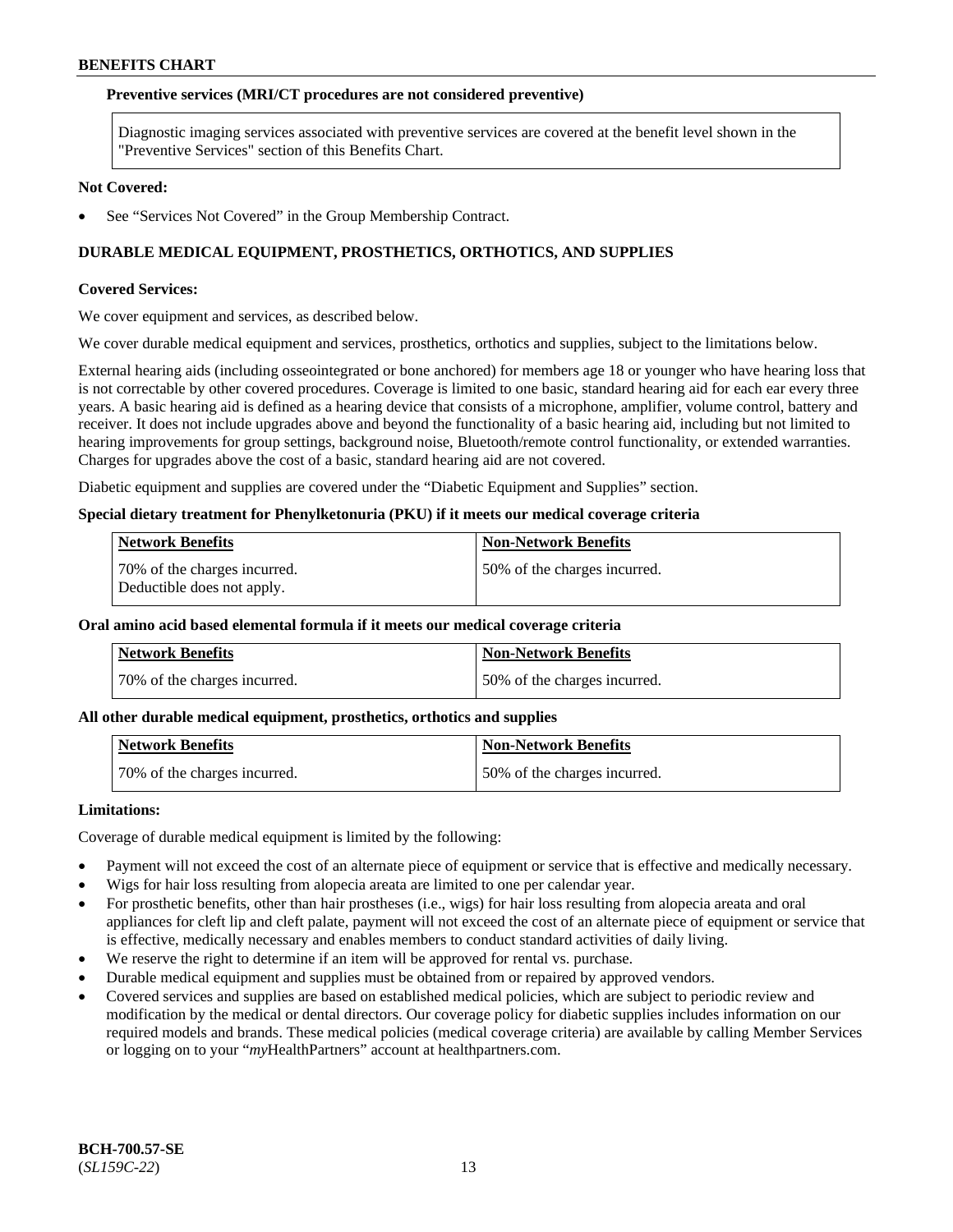**Preventive services (MRI/CT procedures are not considered preventive)**

Diagnostic imaging services associated with preventive services are covered at the benefit level shown in the "Preventive Services" section of this Benefits Chart.

**Not Covered:**

- See "Services Not Covered" in the Group Membership Contract.

## DURABLE MEDICAL EQUIPMENT, PROSTHETICS, ORTHOTICS, AND SUPPLIES

**Covered Services:**

We cover equipment and services, as described below.

We cover durable medical equipment and services, prosthetics, orthotics and supplies, subject to the limitations below.

External hearing aids (including osseointegrated or bone anchored) for members age 18 or younger who have hearing loss that is not correctable by other covered procedures. Coverage is limited to one basic, standard hearing aid for each ear every three years. A basic hearing aid is defined as a hearing device that consists of a microphone, amplifier, volume control, battery and receiver. It does not include upgrades above and beyond the functionality of a basic hearing aid, including but not limited to hearing improvements for group settings, background noise, Bluetooth/remote control functionality, or extended warranties. Charges for upgrades above the cost of a basic, standard hearing aid are not covered.

Diabetic equipment and supplies are covered under the "Diabetic Equipment and Supplies" section.

**Special dietary treatment for Phenylketonuria (PKU) if it meets our medical coverage criteria**

| Network Benefits | Non-Network Benefits |
|---|---|
| 70% of the charges incurred. Deductible does not apply. | 50% of the charges incurred. |

**Oral amino acid based elemental formula if it meets our medical coverage criteria**

| Network Benefits | Non-Network Benefits |
|---|---|
| 70% of the charges incurred. | 50% of the charges incurred. |

**All other durable medical equipment, prosthetics, orthotics and supplies**

| Network Benefits | Non-Network Benefits |
|---|---|
| 70% of the charges incurred. | 50% of the charges incurred. |

**Limitations:**

Coverage of durable medical equipment is limited by the following:

- Payment will not exceed the cost of an alternate piece of equipment or service that is effective and medically necessary.
- Wigs for hair loss resulting from alopecia areata are limited to one per calendar year.
- For prosthetic benefits, other than hair prostheses (i.e., wigs) for hair loss resulting from alopecia areata and oral appliances for cleft lip and cleft palate, payment will not exceed the cost of an alternate piece of equipment or service that is effective, medically necessary and enables members to conduct standard activities of daily living.
- We reserve the right to determine if an item will be approved for rental vs. purchase.
- Durable medical equipment and supplies must be obtained from or repaired by approved vendors.
- Covered services and supplies are based on established medical policies, which are subject to periodic review and modification by the medical or dental directors. Our coverage policy for diabetic supplies includes information on our required models and brands. These medical policies (medical coverage criteria) are available by calling Member Services or logging on to your "*my*HealthPartners" account at healthpartners.com.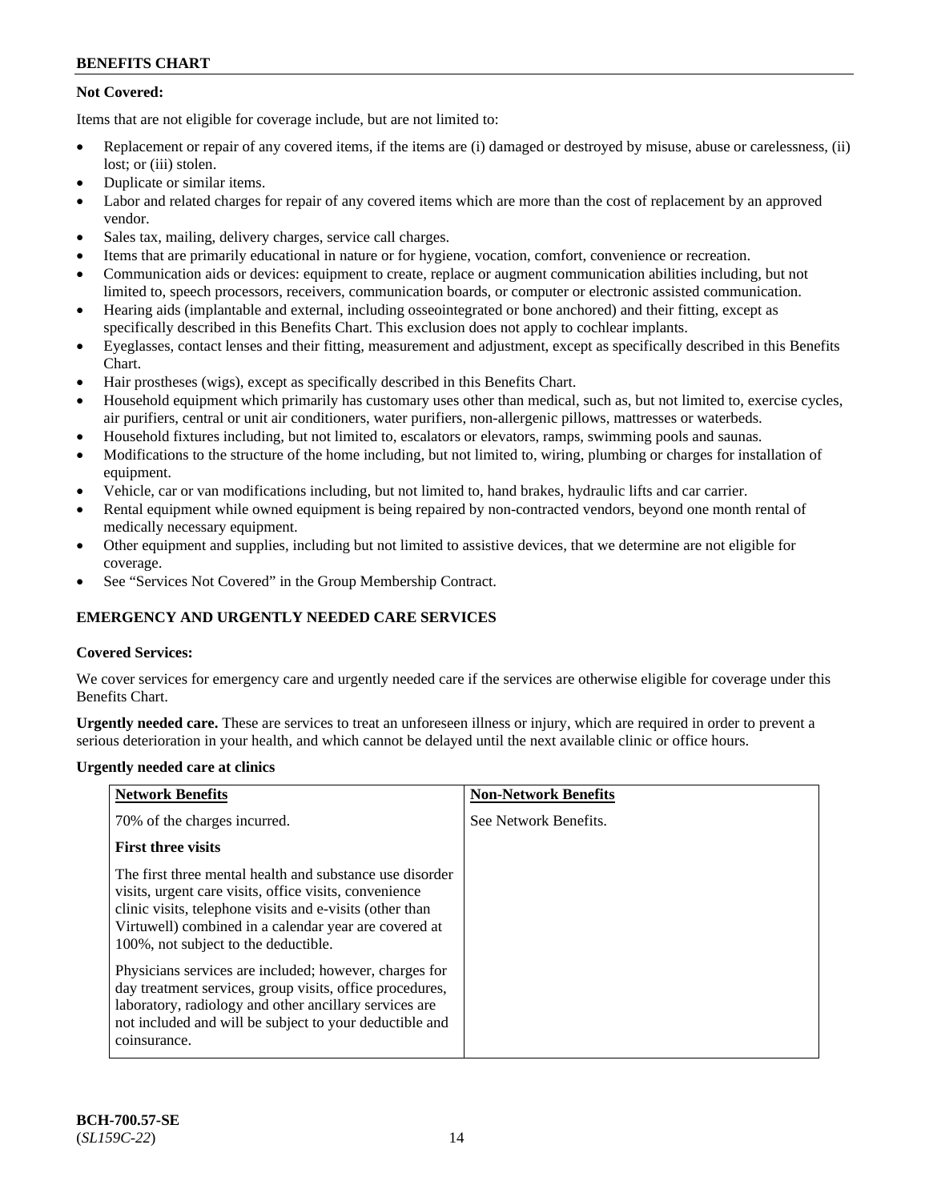**Not Covered:**

Items that are not eligible for coverage include, but are not limited to:

- Replacement or repair of any covered items, if the items are (i) damaged or destroyed by misuse, abuse or carelessness, (ii) lost; or (iii) stolen.
- Duplicate or similar items.
- Labor and related charges for repair of any covered items which are more than the cost of replacement by an approved vendor.
- Sales tax, mailing, delivery charges, service call charges.
- Items that are primarily educational in nature or for hygiene, vocation, comfort, convenience or recreation.
- Communication aids or devices: equipment to create, replace or augment communication abilities including, but not limited to, speech processors, receivers, communication boards, or computer or electronic assisted communication.
- Hearing aids (implantable and external, including osseointegrated or bone anchored) and their fitting, except as specifically described in this Benefits Chart. This exclusion does not apply to cochlear implants.
- Eyeglasses, contact lenses and their fitting, measurement and adjustment, except as specifically described in this Benefits Chart.
- Hair prostheses (wigs), except as specifically described in this Benefits Chart.
- Household equipment which primarily has customary uses other than medical, such as, but not limited to, exercise cycles, air purifiers, central or unit air conditioners, water purifiers, non-allergenic pillows, mattresses or waterbeds.
- Household fixtures including, but not limited to, escalators or elevators, ramps, swimming pools and saunas.
- Modifications to the structure of the home including, but not limited to, wiring, plumbing or charges for installation of equipment.
- Vehicle, car or van modifications including, but not limited to, hand brakes, hydraulic lifts and car carrier.
- Rental equipment while owned equipment is being repaired by non-contracted vendors, beyond one month rental of medically necessary equipment.
- Other equipment and supplies, including but not limited to assistive devices, that we determine are not eligible for coverage.
- See "Services Not Covered" in the Group Membership Contract.

## EMERGENCY AND URGENTLY NEEDED CARE SERVICES

**Covered Services:**

We cover services for emergency care and urgently needed care if the services are otherwise eligible for coverage under this Benefits Chart.

**Urgently needed care.** These are services to treat an unforeseen illness or injury, which are required in order to prevent a serious deterioration in your health, and which cannot be delayed until the next available clinic or office hours.

**Urgently needed care at clinics**

| Network Benefits | Non-Network Benefits |
| --- | --- |
| 70% of the charges incurred.<br><br>**First three visits**<br><br>The first three mental health and substance use disorder visits, urgent care visits, office visits, convenience clinic visits, telephone visits and e-visits (other than Virtuwell) combined in a calendar year are covered at 100%, not subject to the deductible.<br><br>Physicians services are included; however, charges for day treatment services, group visits, office procedures, laboratory, radiology and other ancillary services are not included and will be subject to your deductible and coinsurance. | See Network Benefits. |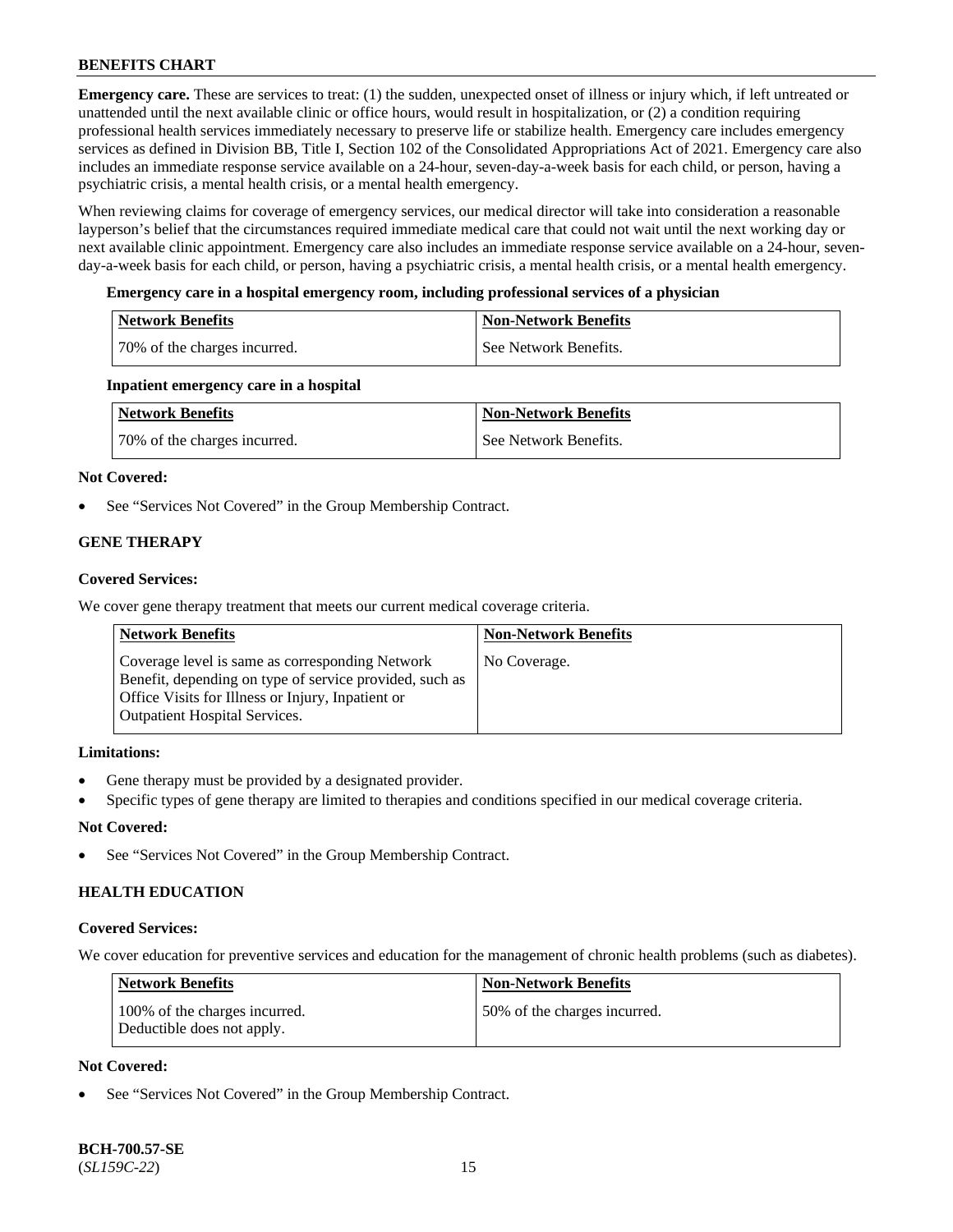**Emergency care.** These are services to treat: (1) the sudden, unexpected onset of illness or injury which, if left untreated or unattended until the next available clinic or office hours, would result in hospitalization, or (2) a condition requiring professional health services immediately necessary to preserve life or stabilize health. Emergency care includes emergency services as defined in Division BB, Title I, Section 102 of the Consolidated Appropriations Act of 2021. Emergency care also includes an immediate response service available on a 24-hour, seven-day-a-week basis for each child, or person, having a psychiatric crisis, a mental health crisis, or a mental health emergency.

When reviewing claims for coverage of emergency services, our medical director will take into consideration a reasonable layperson's belief that the circumstances required immediate medical care that could not wait until the next working day or next available clinic appointment. Emergency care also includes an immediate response service available on a 24-hour, seven-day-a-week basis for each child, or person, having a psychiatric crisis, a mental health crisis, or a mental health emergency.

**Emergency care in a hospital emergency room, including professional services of a physician**

| Network Benefits | Non-Network Benefits |
|---|---|
| 70% of the charges incurred. | See Network Benefits. |

**Inpatient emergency care in a hospital**

| Network Benefits | Non-Network Benefits |
|---|---|
| 70% of the charges incurred. | See Network Benefits. |

**Not Covered:**

- See "Services Not Covered" in the Group Membership Contract.

## GENE THERAPY

**Covered Services:**

We cover gene therapy treatment that meets our current medical coverage criteria.

| Network Benefits | Non-Network Benefits |
|---|---|
| Coverage level is same as corresponding Network Benefit, depending on type of service provided, such as Office Visits for Illness or Injury, Inpatient or Outpatient Hospital Services. | No Coverage. |

**Limitations:**

- Gene therapy must be provided by a designated provider.
- Specific types of gene therapy are limited to therapies and conditions specified in our medical coverage criteria.

**Not Covered:**

- See "Services Not Covered" in the Group Membership Contract.

## HEALTH EDUCATION

**Covered Services:**

We cover education for preventive services and education for the management of chronic health problems (such as diabetes).

| Network Benefits | Non-Network Benefits |
|---|---|
| 100% of the charges incurred. Deductible does not apply. | 50% of the charges incurred. |

**Not Covered:**

- See "Services Not Covered" in the Group Membership Contract.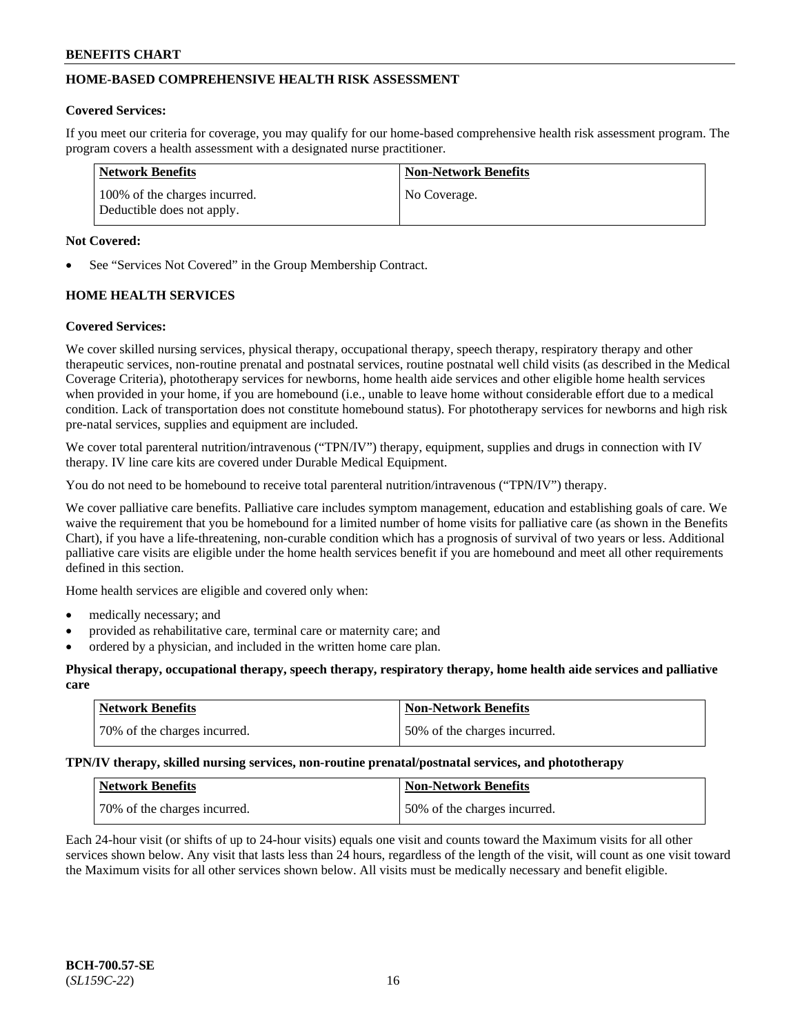## HOME-BASED COMPREHENSIVE HEALTH RISK ASSESSMENT

**Covered Services:**

If you meet our criteria for coverage, you may qualify for our home-based comprehensive health risk assessment program. The program covers a health assessment with a designated nurse practitioner.

| Network Benefits | Non-Network Benefits |
| --- | --- |
| 100% of the charges incurred. Deductible does not apply. | No Coverage. |

**Not Covered:**

- See "Services Not Covered" in the Group Membership Contract.

## HOME HEALTH SERVICES

**Covered Services:**

We cover skilled nursing services, physical therapy, occupational therapy, speech therapy, respiratory therapy and other therapeutic services, non-routine prenatal and postnatal services, routine postnatal well child visits (as described in the Medical Coverage Criteria), phototherapy services for newborns, home health aide services and other eligible home health services when provided in your home, if you are homebound (i.e., unable to leave home without considerable effort due to a medical condition. Lack of transportation does not constitute homebound status). For phototherapy services for newborns and high risk pre-natal services, supplies and equipment are included.

We cover total parenteral nutrition/intravenous ("TPN/IV") therapy, equipment, supplies and drugs in connection with IV therapy. IV line care kits are covered under Durable Medical Equipment.

You do not need to be homebound to receive total parenteral nutrition/intravenous ("TPN/IV") therapy.

We cover palliative care benefits. Palliative care includes symptom management, education and establishing goals of care. We waive the requirement that you be homebound for a limited number of home visits for palliative care (as shown in the Benefits Chart), if you have a life-threatening, non-curable condition which has a prognosis of survival of two years or less. Additional palliative care visits are eligible under the home health services benefit if you are homebound and meet all other requirements defined in this section.

Home health services are eligible and covered only when:

- medically necessary; and
- provided as rehabilitative care, terminal care or maternity care; and
- ordered by a physician, and included in the written home care plan.

**Physical therapy, occupational therapy, speech therapy, respiratory therapy, home health aide services and palliative care**

| Network Benefits | Non-Network Benefits |
| --- | --- |
| 70% of the charges incurred. | 50% of the charges incurred. |

**TPN/IV therapy, skilled nursing services, non-routine prenatal/postnatal services, and phototherapy**

| Network Benefits | Non-Network Benefits |
| --- | --- |
| 70% of the charges incurred. | 50% of the charges incurred. |

Each 24-hour visit (or shifts of up to 24-hour visits) equals one visit and counts toward the Maximum visits for all other services shown below. Any visit that lasts less than 24 hours, regardless of the length of the visit, will count as one visit toward the Maximum visits for all other services shown below. All visits must be medically necessary and benefit eligible.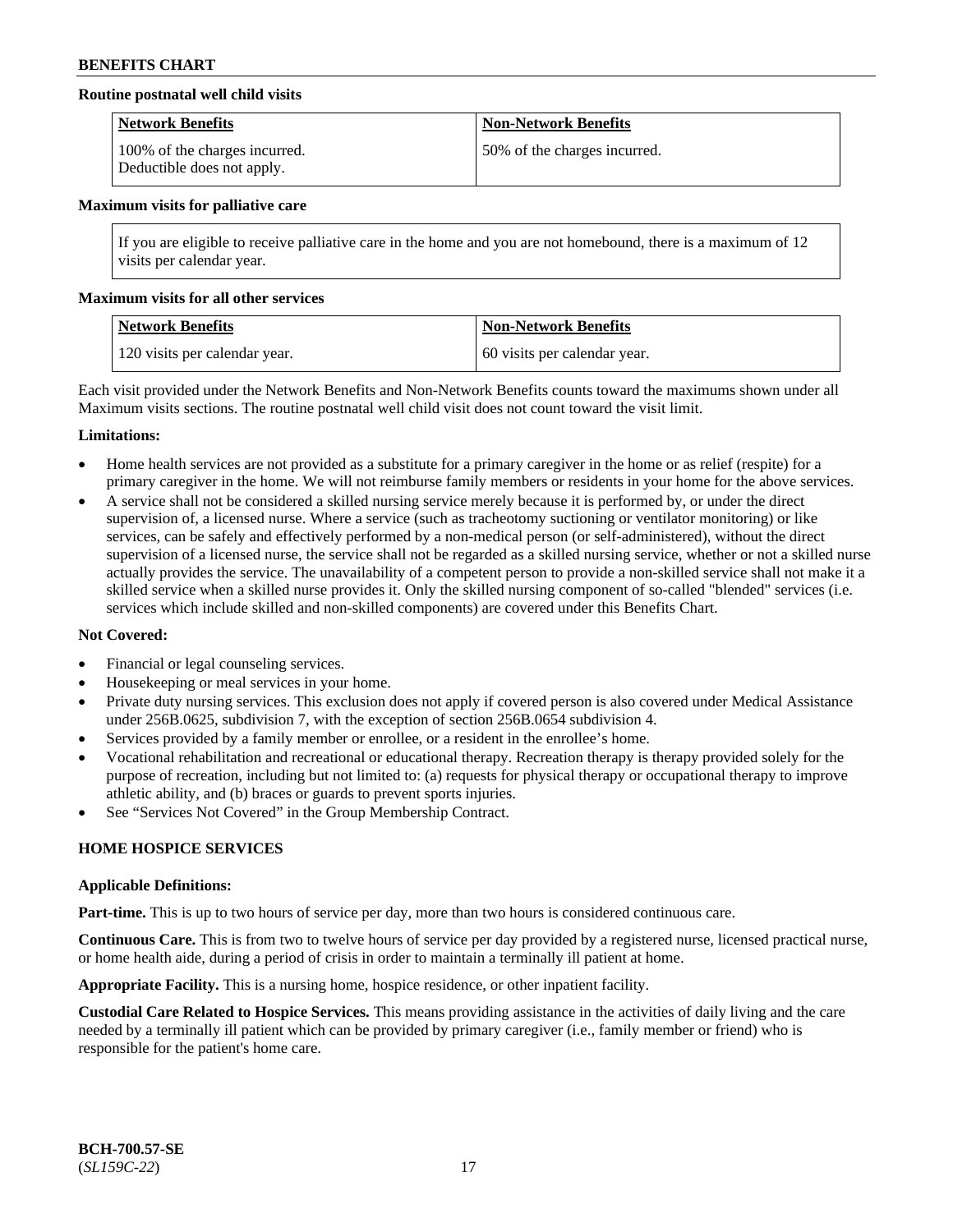**Routine postnatal well child visits**

| Network Benefits | Non-Network Benefits |
|---|---|
| 100% of the charges incurred. Deductible does not apply. | 50% of the charges incurred. |

**Maximum visits for palliative care**

If you are eligible to receive palliative care in the home and you are not homebound, there is a maximum of 12 visits per calendar year.

**Maximum visits for all other services**

| Network Benefits | Non-Network Benefits |
|---|---|
| 120 visits per calendar year. | 60 visits per calendar year. |

Each visit provided under the Network Benefits and Non-Network Benefits counts toward the maximums shown under all Maximum visits sections. The routine postnatal well child visit does not count toward the visit limit.

**Limitations:**

- Home health services are not provided as a substitute for a primary caregiver in the home or as relief (respite) for a primary caregiver in the home. We will not reimburse family members or residents in your home for the above services.
- A service shall not be considered a skilled nursing service merely because it is performed by, or under the direct supervision of, a licensed nurse. Where a service (such as tracheotomy suctioning or ventilator monitoring) or like services, can be safely and effectively performed by a non-medical person (or self-administered), without the direct supervision of a licensed nurse, the service shall not be regarded as a skilled nursing service, whether or not a skilled nurse actually provides the service. The unavailability of a competent person to provide a non-skilled service shall not make it a skilled service when a skilled nurse provides it. Only the skilled nursing component of so-called "blended" services (i.e. services which include skilled and non-skilled components) are covered under this Benefits Chart.

**Not Covered:**

- Financial or legal counseling services.
- Housekeeping or meal services in your home.
- Private duty nursing services. This exclusion does not apply if covered person is also covered under Medical Assistance under 256B.0625, subdivision 7, with the exception of section 256B.0654 subdivision 4.
- Services provided by a family member or enrollee, or a resident in the enrollee's home.
- Vocational rehabilitation and recreational or educational therapy. Recreation therapy is therapy provided solely for the purpose of recreation, including but not limited to: (a) requests for physical therapy or occupational therapy to improve athletic ability, and (b) braces or guards to prevent sports injuries.
- See "Services Not Covered" in the Group Membership Contract.

**HOME HOSPICE SERVICES**

**Applicable Definitions:**

**Part-time.** This is up to two hours of service per day, more than two hours is considered continuous care.

**Continuous Care.** This is from two to twelve hours of service per day provided by a registered nurse, licensed practical nurse, or home health aide, during a period of crisis in order to maintain a terminally ill patient at home.

**Appropriate Facility.** This is a nursing home, hospice residence, or other inpatient facility.

**Custodial Care Related to Hospice Services.** This means providing assistance in the activities of daily living and the care needed by a terminally ill patient which can be provided by primary caregiver (i.e., family member or friend) who is responsible for the patient's home care.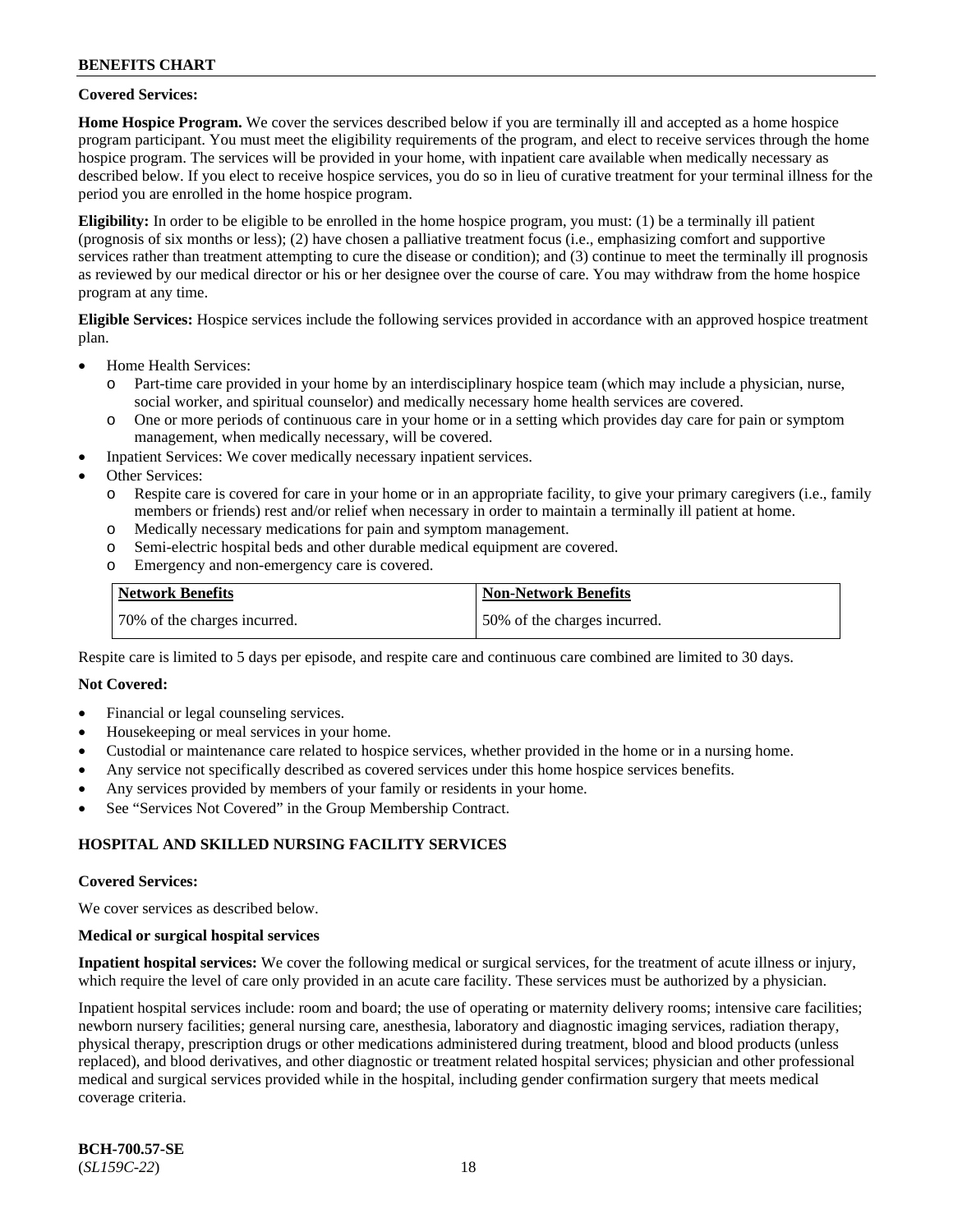**Covered Services:**

**Home Hospice Program.** We cover the services described below if you are terminally ill and accepted as a home hospice program participant. You must meet the eligibility requirements of the program, and elect to receive services through the home hospice program. The services will be provided in your home, with inpatient care available when medically necessary as described below. If you elect to receive hospice services, you do so in lieu of curative treatment for your terminal illness for the period you are enrolled in the home hospice program.

**Eligibility:** In order to be eligible to be enrolled in the home hospice program, you must: (1) be a terminally ill patient (prognosis of six months or less); (2) have chosen a palliative treatment focus (i.e., emphasizing comfort and supportive services rather than treatment attempting to cure the disease or condition); and (3) continue to meet the terminally ill prognosis as reviewed by our medical director or his or her designee over the course of care. You may withdraw from the home hospice program at any time.

**Eligible Services:** Hospice services include the following services provided in accordance with an approved hospice treatment plan.

- Home Health Services:
  - Part-time care provided in your home by an interdisciplinary hospice team (which may include a physician, nurse, social worker, and spiritual counselor) and medically necessary home health services are covered.
  - One or more periods of continuous care in your home or in a setting which provides day care for pain or symptom management, when medically necessary, will be covered.
- Inpatient Services: We cover medically necessary inpatient services.
- Other Services:
  - Respite care is covered for care in your home or in an appropriate facility, to give your primary caregivers (i.e., family members or friends) rest and/or relief when necessary in order to maintain a terminally ill patient at home.
  - Medically necessary medications for pain and symptom management.
  - Semi-electric hospital beds and other durable medical equipment are covered.
  - Emergency and non-emergency care is covered.

| Network Benefits | Non-Network Benefits |
|---|---|
| 70% of the charges incurred. | 50% of the charges incurred. |

Respite care is limited to 5 days per episode, and respite care and continuous care combined are limited to 30 days.

**Not Covered:**

- Financial or legal counseling services.
- Housekeeping or meal services in your home.
- Custodial or maintenance care related to hospice services, whether provided in the home or in a nursing home.
- Any service not specifically described as covered services under this home hospice services benefits.
- Any services provided by members of your family or residents in your home.
- See "Services Not Covered" in the Group Membership Contract.

## HOSPITAL AND SKILLED NURSING FACILITY SERVICES

**Covered Services:**

We cover services as described below.

**Medical or surgical hospital services**

**Inpatient hospital services:** We cover the following medical or surgical services, for the treatment of acute illness or injury, which require the level of care only provided in an acute care facility. These services must be authorized by a physician.

Inpatient hospital services include: room and board; the use of operating or maternity delivery rooms; intensive care facilities; newborn nursery facilities; general nursing care, anesthesia, laboratory and diagnostic imaging services, radiation therapy, physical therapy, prescription drugs or other medications administered during treatment, blood and blood products (unless replaced), and blood derivatives, and other diagnostic or treatment related hospital services; physician and other professional medical and surgical services provided while in the hospital, including gender confirmation surgery that meets medical coverage criteria.

**BCH-700.57-SE**
(*SL159C-22*)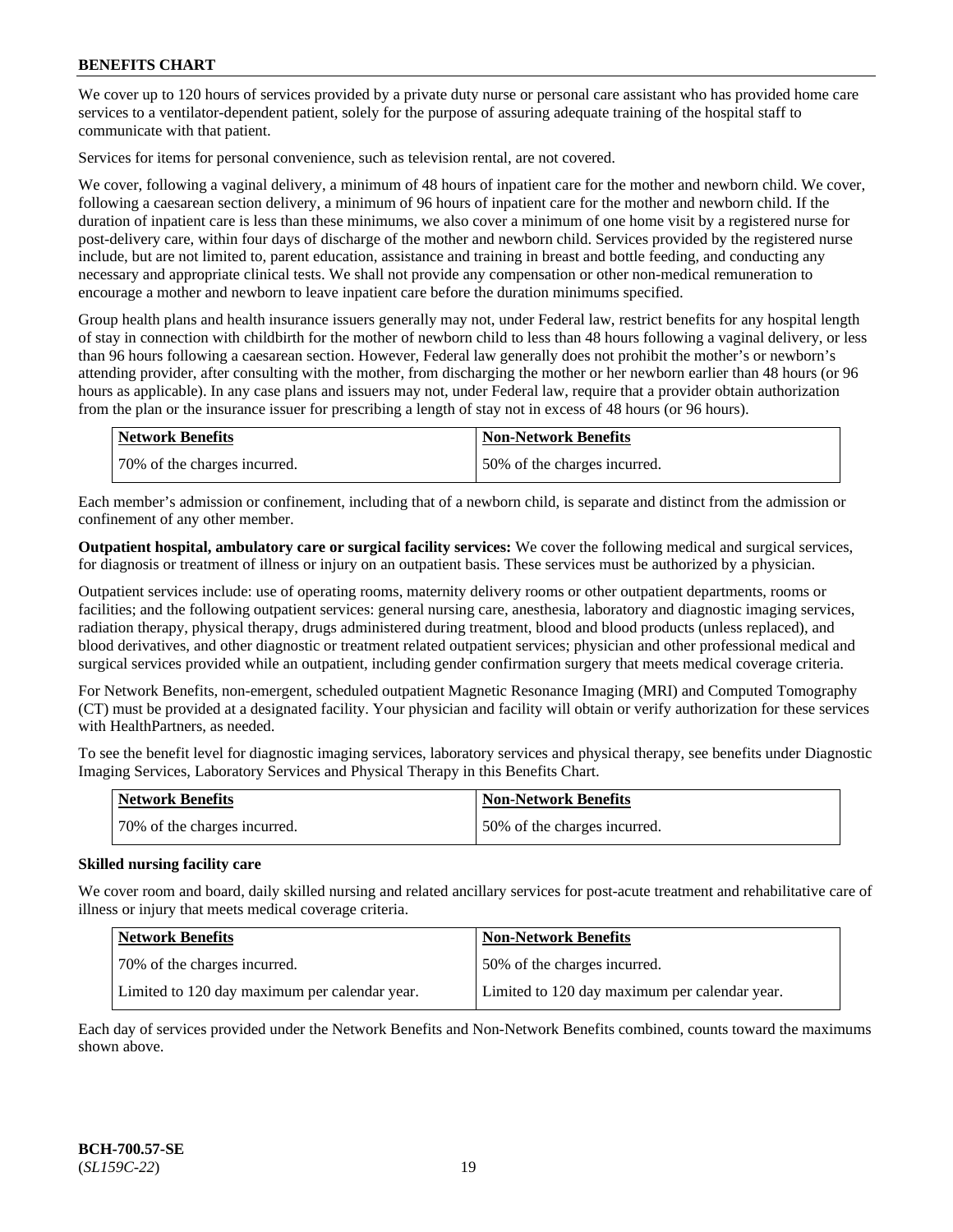We cover up to 120 hours of services provided by a private duty nurse or personal care assistant who has provided home care services to a ventilator-dependent patient, solely for the purpose of assuring adequate training of the hospital staff to communicate with that patient.

Services for items for personal convenience, such as television rental, are not covered.

We cover, following a vaginal delivery, a minimum of 48 hours of inpatient care for the mother and newborn child. We cover, following a caesarean section delivery, a minimum of 96 hours of inpatient care for the mother and newborn child. If the duration of inpatient care is less than these minimums, we also cover a minimum of one home visit by a registered nurse for post-delivery care, within four days of discharge of the mother and newborn child. Services provided by the registered nurse include, but are not limited to, parent education, assistance and training in breast and bottle feeding, and conducting any necessary and appropriate clinical tests. We shall not provide any compensation or other non-medical remuneration to encourage a mother and newborn to leave inpatient care before the duration minimums specified.

Group health plans and health insurance issuers generally may not, under Federal law, restrict benefits for any hospital length of stay in connection with childbirth for the mother of newborn child to less than 48 hours following a vaginal delivery, or less than 96 hours following a caesarean section. However, Federal law generally does not prohibit the mother's or newborn's attending provider, after consulting with the mother, from discharging the mother or her newborn earlier than 48 hours (or 96 hours as applicable). In any case plans and issuers may not, under Federal law, require that a provider obtain authorization from the plan or the insurance issuer for prescribing a length of stay not in excess of 48 hours (or 96 hours).

| Network Benefits | Non-Network Benefits |
|---|---|
| 70% of the charges incurred. | 50% of the charges incurred. |

Each member's admission or confinement, including that of a newborn child, is separate and distinct from the admission or confinement of any other member.

**Outpatient hospital, ambulatory care or surgical facility services:** We cover the following medical and surgical services, for diagnosis or treatment of illness or injury on an outpatient basis. These services must be authorized by a physician.

Outpatient services include: use of operating rooms, maternity delivery rooms or other outpatient departments, rooms or facilities; and the following outpatient services: general nursing care, anesthesia, laboratory and diagnostic imaging services, radiation therapy, physical therapy, drugs administered during treatment, blood and blood products (unless replaced), and blood derivatives, and other diagnostic or treatment related outpatient services; physician and other professional medical and surgical services provided while an outpatient, including gender confirmation surgery that meets medical coverage criteria.

For Network Benefits, non-emergent, scheduled outpatient Magnetic Resonance Imaging (MRI) and Computed Tomography (CT) must be provided at a designated facility. Your physician and facility will obtain or verify authorization for these services with HealthPartners, as needed.

To see the benefit level for diagnostic imaging services, laboratory services and physical therapy, see benefits under Diagnostic Imaging Services, Laboratory Services and Physical Therapy in this Benefits Chart.

| Network Benefits | Non-Network Benefits |
|---|---|
| 70% of the charges incurred. | 50% of the charges incurred. |

**Skilled nursing facility care**

We cover room and board, daily skilled nursing and related ancillary services for post-acute treatment and rehabilitative care of illness or injury that meets medical coverage criteria.

| Network Benefits | Non-Network Benefits |
|---|---|
| 70% of the charges incurred. | 50% of the charges incurred. |
| Limited to 120 day maximum per calendar year. | Limited to 120 day maximum per calendar year. |

Each day of services provided under the Network Benefits and Non-Network Benefits combined, counts toward the maximums shown above.

**BCH-700.57-SE**
(*SL159C-22*)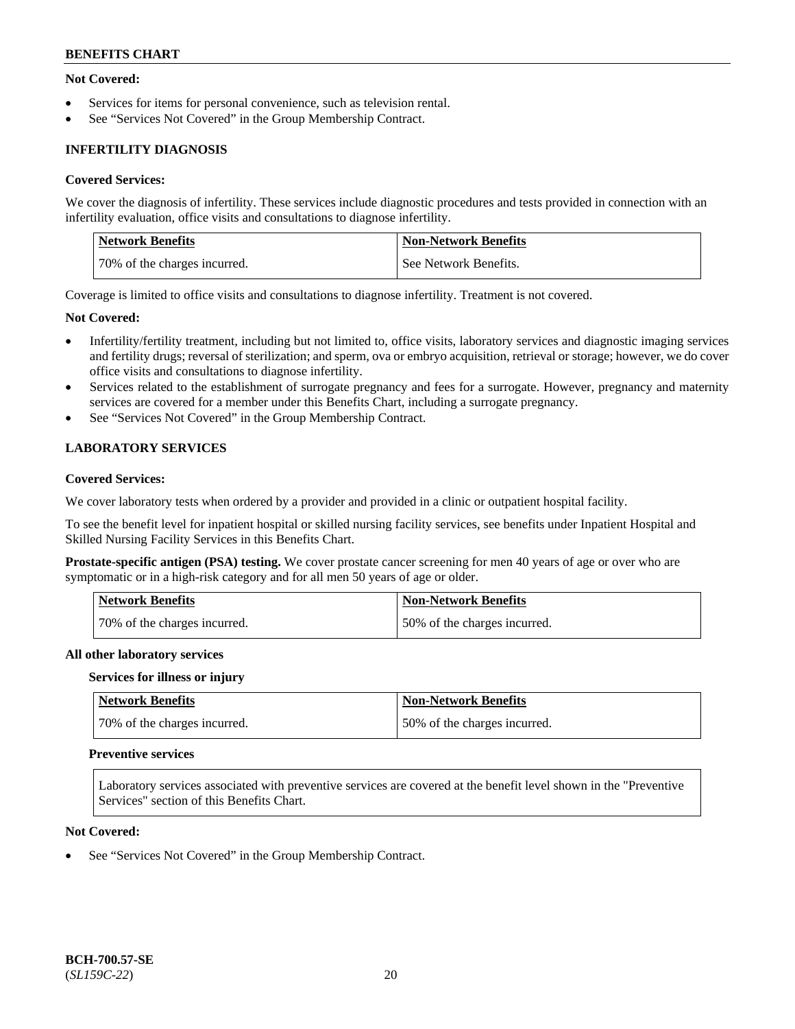**Not Covered:**

- Services for items for personal convenience, such as television rental.
- See "Services Not Covered" in the Group Membership Contract.

### INFERTILITY DIAGNOSIS

**Covered Services:**

We cover the diagnosis of infertility. These services include diagnostic procedures and tests provided in connection with an infertility evaluation, office visits and consultations to diagnose infertility.

| Network Benefits | Non-Network Benefits |
|---|---|
| 70% of the charges incurred. | See Network Benefits. |

Coverage is limited to office visits and consultations to diagnose infertility. Treatment is not covered.

**Not Covered:**

- Infertility/fertility treatment, including but not limited to, office visits, laboratory services and diagnostic imaging services and fertility drugs; reversal of sterilization; and sperm, ova or embryo acquisition, retrieval or storage; however, we do cover office visits and consultations to diagnose infertility.
- Services related to the establishment of surrogate pregnancy and fees for a surrogate. However, pregnancy and maternity services are covered for a member under this Benefits Chart, including a surrogate pregnancy.
- See "Services Not Covered" in the Group Membership Contract.

### LABORATORY SERVICES

**Covered Services:**

We cover laboratory tests when ordered by a provider and provided in a clinic or outpatient hospital facility.

To see the benefit level for inpatient hospital or skilled nursing facility services, see benefits under Inpatient Hospital and Skilled Nursing Facility Services in this Benefits Chart.

**Prostate-specific antigen (PSA) testing.** We cover prostate cancer screening for men 40 years of age or over who are symptomatic or in a high-risk category and for all men 50 years of age or older.

| Network Benefits | Non-Network Benefits |
|---|---|
| 70% of the charges incurred. | 50% of the charges incurred. |

**All other laboratory services**

**Services for illness or injury**

| Network Benefits | Non-Network Benefits |
|---|---|
| 70% of the charges incurred. | 50% of the charges incurred. |

**Preventive services**

Laboratory services associated with preventive services are covered at the benefit level shown in the "Preventive Services" section of this Benefits Chart.

**Not Covered:**

- See "Services Not Covered" in the Group Membership Contract.

BCH-700.57-SE
(*SL159C-22*)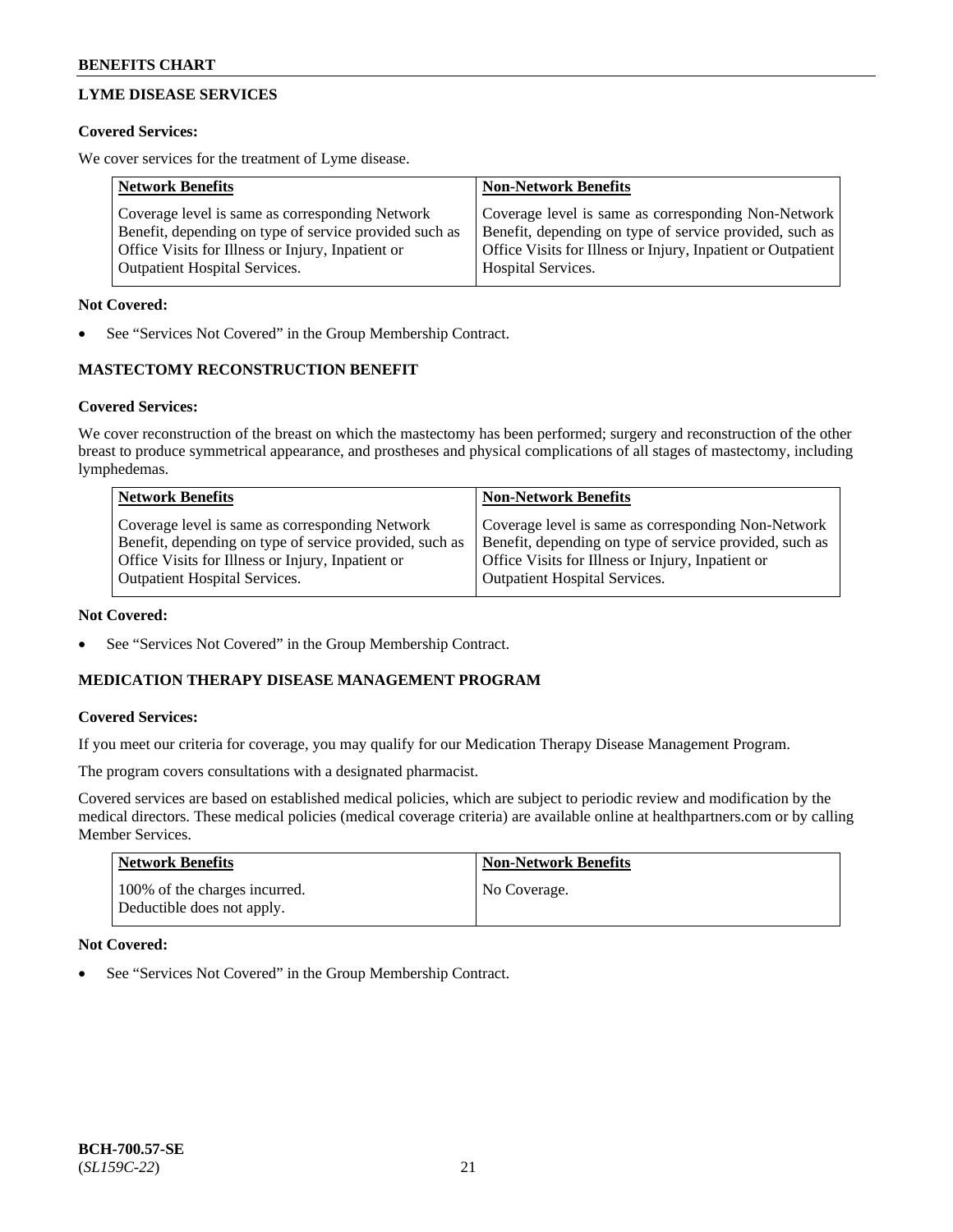## LYME DISEASE SERVICES

**Covered Services:**

We cover services for the treatment of Lyme disease.

| Network Benefits | Non-Network Benefits |
|---|---|
| Coverage level is same as corresponding Network Benefit, depending on type of service provided such as Office Visits for Illness or Injury, Inpatient or Outpatient Hospital Services. | Coverage level is same as corresponding Non-Network Benefit, depending on type of service provided, such as Office Visits for Illness or Injury, Inpatient or Outpatient Hospital Services. |

**Not Covered:**

- See "Services Not Covered" in the Group Membership Contract.

## MASTECTOMY RECONSTRUCTION BENEFIT

**Covered Services:**

We cover reconstruction of the breast on which the mastectomy has been performed; surgery and reconstruction of the other breast to produce symmetrical appearance, and prostheses and physical complications of all stages of mastectomy, including lymphedemas.

| Network Benefits | Non-Network Benefits |
|---|---|
| Coverage level is same as corresponding Network Benefit, depending on type of service provided, such as Office Visits for Illness or Injury, Inpatient or Outpatient Hospital Services. | Coverage level is same as corresponding Non-Network Benefit, depending on type of service provided, such as Office Visits for Illness or Injury, Inpatient or Outpatient Hospital Services. |

**Not Covered:**

- See "Services Not Covered" in the Group Membership Contract.

## MEDICATION THERAPY DISEASE MANAGEMENT PROGRAM

**Covered Services:**

If you meet our criteria for coverage, you may qualify for our Medication Therapy Disease Management Program.

The program covers consultations with a designated pharmacist.

Covered services are based on established medical policies, which are subject to periodic review and modification by the medical directors. These medical policies (medical coverage criteria) are available online at healthpartners.com or by calling Member Services.

| Network Benefits | Non-Network Benefits |
|---|---|
| 100% of the charges incurred. Deductible does not apply. | No Coverage. |

**Not Covered:**

- See "Services Not Covered" in the Group Membership Contract.

BCH-700.57-SE
(*SL159C-22*)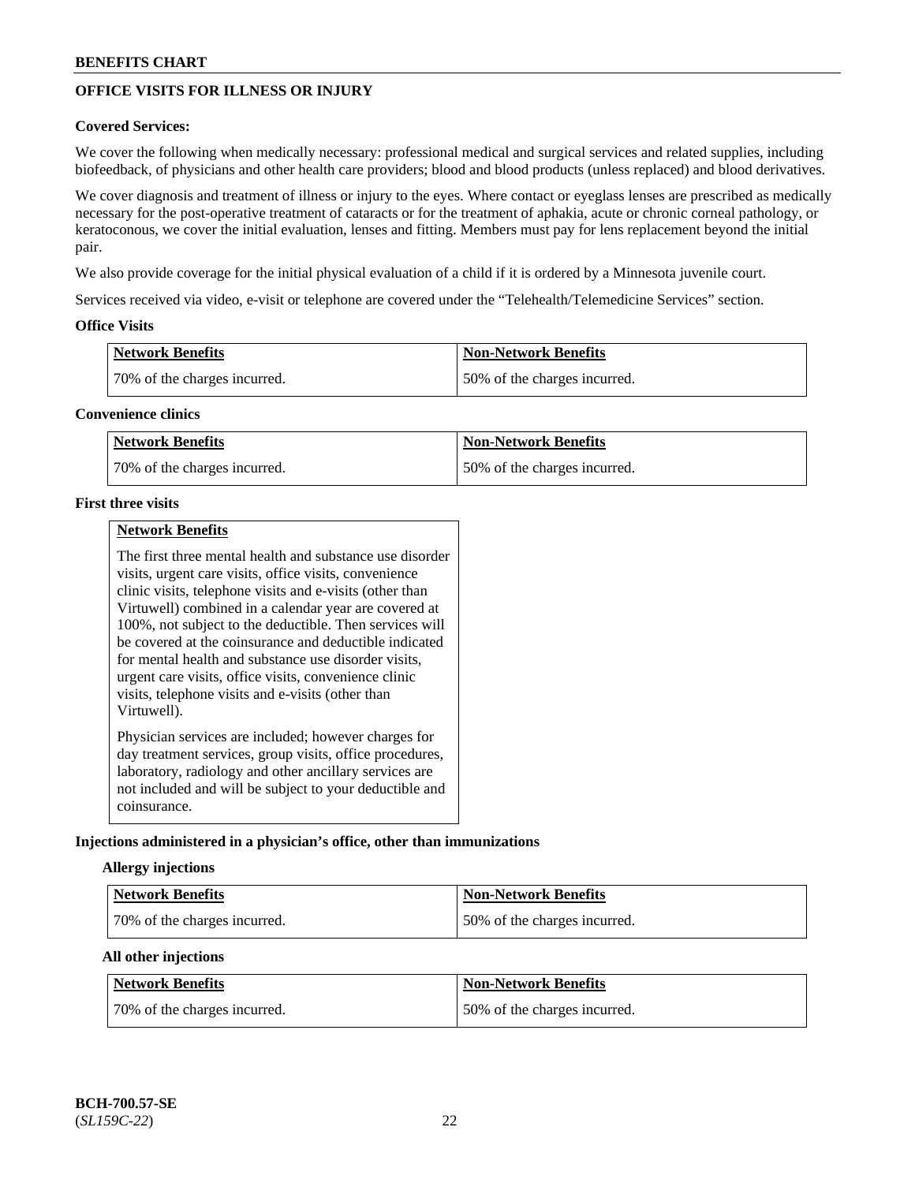## OFFICE VISITS FOR ILLNESS OR INJURY

### Covered Services:

We cover the following when medically necessary: professional medical and surgical services and related supplies, including biofeedback, of physicians and other health care providers; blood and blood products (unless replaced) and blood derivatives.

We cover diagnosis and treatment of illness or injury to the eyes. Where contact or eyeglass lenses are prescribed as medically necessary for the post-operative treatment of cataracts or for the treatment of aphakia, acute or chronic corneal pathology, or keratoconous, we cover the initial evaluation, lenses and fitting. Members must pay for lens replacement beyond the initial pair.

We also provide coverage for the initial physical evaluation of a child if it is ordered by a Minnesota juvenile court.

Services received via video, e-visit or telephone are covered under the "Telehealth/Telemedicine Services" section.

### Office Visits

| Network Benefits | Non-Network Benefits |
|---|---|
| 70% of the charges incurred. | 50% of the charges incurred. |

### Convenience clinics

| Network Benefits | Non-Network Benefits |
|---|---|
| 70% of the charges incurred. | 50% of the charges incurred. |

### First three visits

| Network Benefits |
|---|
| The first three mental health and substance use disorder visits, urgent care visits, office visits, convenience clinic visits, telephone visits and e-visits (other than Virtuwell) combined in a calendar year are covered at 100%, not subject to the deductible. Then services will be covered at the coinsurance and deductible indicated for mental health and substance use disorder visits, urgent care visits, office visits, convenience clinic visits, telephone visits and e-visits (other than Virtuwell).<br><br>Physician services are included; however charges for day treatment services, group visits, office procedures, laboratory, radiology and other ancillary services are not included and will be subject to your deductible and coinsurance. |

### Injections administered in a physician's office, other than immunizations

#### Allergy injections

| Network Benefits | Non-Network Benefits |
|---|---|
| 70% of the charges incurred. | 50% of the charges incurred. |

#### All other injections

| Network Benefits | Non-Network Benefits |
|---|---|
| 70% of the charges incurred. | 50% of the charges incurred. |

BCH-700.57-SE
(*SL159C-22*)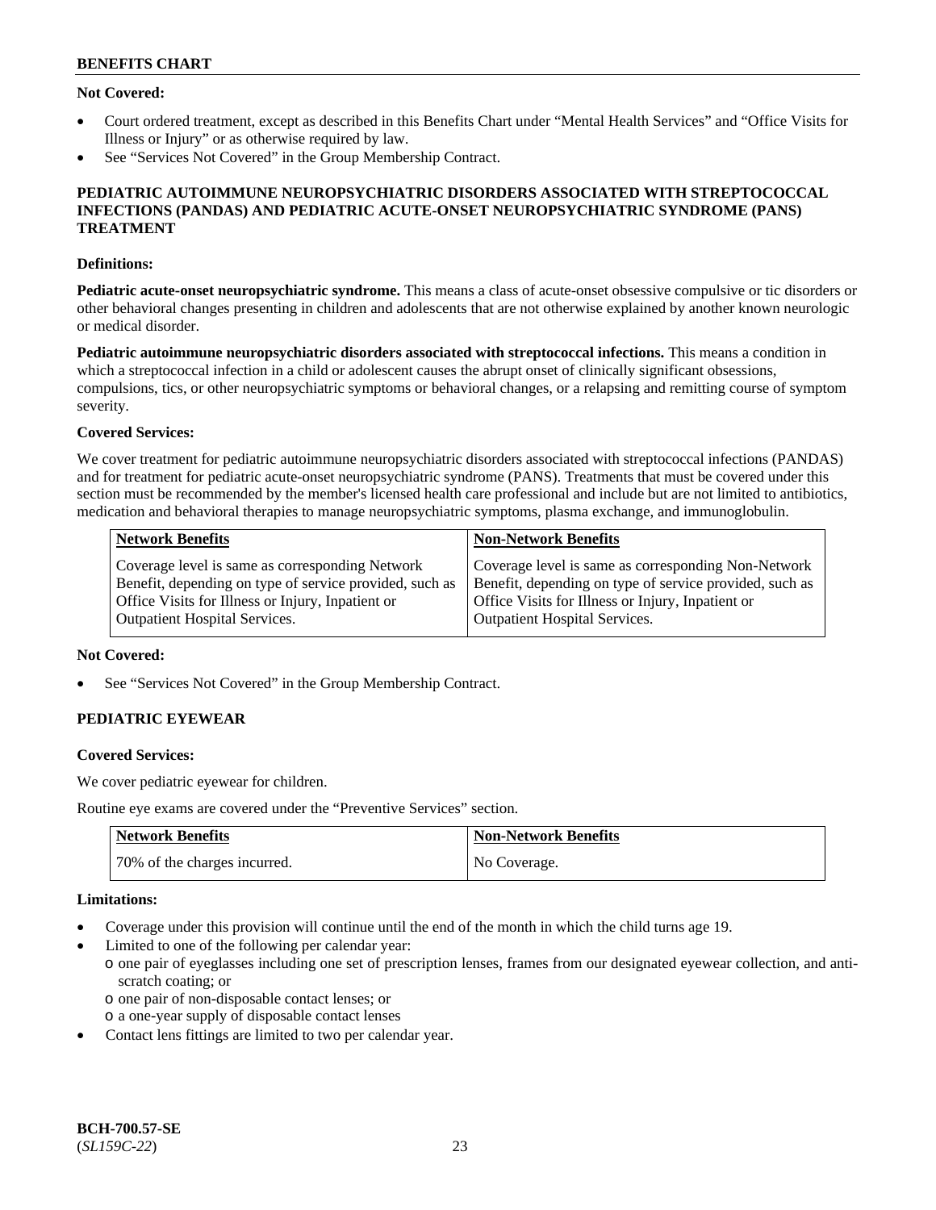**Not Covered:**

- Court ordered treatment, except as described in this Benefits Chart under "Mental Health Services" and "Office Visits for Illness or Injury" or as otherwise required by law.
- See "Services Not Covered" in the Group Membership Contract.

## PEDIATRIC AUTOIMMUNE NEUROPSYCHIATRIC DISORDERS ASSOCIATED WITH STREPTOCOCCAL INFECTIONS (PANDAS) AND PEDIATRIC ACUTE-ONSET NEUROPSYCHIATRIC SYNDROME (PANS) TREATMENT

**Definitions:**

**Pediatric acute-onset neuropsychiatric syndrome.** This means a class of acute-onset obsessive compulsive or tic disorders or other behavioral changes presenting in children and adolescents that are not otherwise explained by another known neurologic or medical disorder.

**Pediatric autoimmune neuropsychiatric disorders associated with streptococcal infections.** This means a condition in which a streptococcal infection in a child or adolescent causes the abrupt onset of clinically significant obsessions, compulsions, tics, or other neuropsychiatric symptoms or behavioral changes, or a relapsing and remitting course of symptom severity.

**Covered Services:**

We cover treatment for pediatric autoimmune neuropsychiatric disorders associated with streptococcal infections (PANDAS) and for treatment for pediatric acute-onset neuropsychiatric syndrome (PANS). Treatments that must be covered under this section must be recommended by the member's licensed health care professional and include but are not limited to antibiotics, medication and behavioral therapies to manage neuropsychiatric symptoms, plasma exchange, and immunoglobulin.

| Network Benefits | Non-Network Benefits |
|---|---|
| Coverage level is same as corresponding Network Benefit, depending on type of service provided, such as Office Visits for Illness or Injury, Inpatient or Outpatient Hospital Services. | Coverage level is same as corresponding Non-Network Benefit, depending on type of service provided, such as Office Visits for Illness or Injury, Inpatient or Outpatient Hospital Services. |

**Not Covered:**

- See "Services Not Covered" in the Group Membership Contract.

## PEDIATRIC EYEWEAR

**Covered Services:**

We cover pediatric eyewear for children.

Routine eye exams are covered under the "Preventive Services" section.

| Network Benefits | Non-Network Benefits |
|---|---|
| 70% of the charges incurred. | No Coverage. |

**Limitations:**

- Coverage under this provision will continue until the end of the month in which the child turns age 19.
- Limited to one of the following per calendar year:
  - one pair of eyeglasses including one set of prescription lenses, frames from our designated eyewear collection, and anti-scratch coating; or
  - one pair of non-disposable contact lenses; or
  - a one-year supply of disposable contact lenses
- Contact lens fittings are limited to two per calendar year.

BCH-700.57-SE
(*SL159C-22*)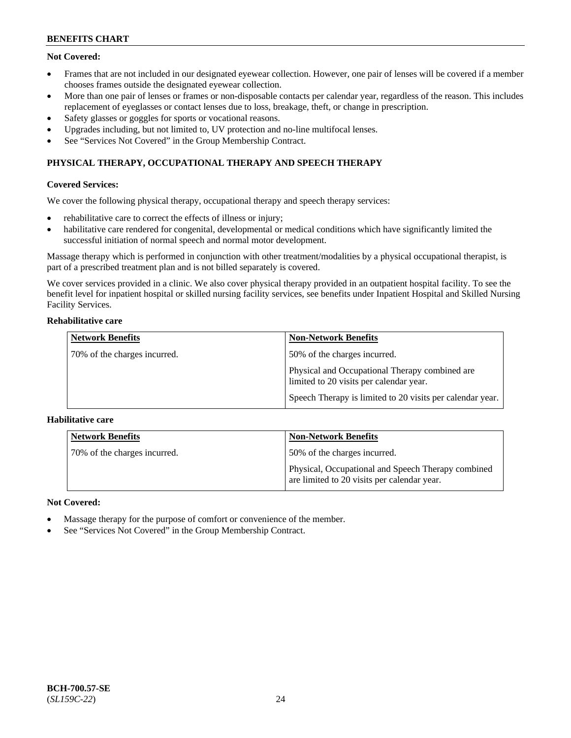**Not Covered:**

- Frames that are not included in our designated eyewear collection. However, one pair of lenses will be covered if a member chooses frames outside the designated eyewear collection.
- More than one pair of lenses or frames or non-disposable contacts per calendar year, regardless of the reason. This includes replacement of eyeglasses or contact lenses due to loss, breakage, theft, or change in prescription.
- Safety glasses or goggles for sports or vocational reasons.
- Upgrades including, but not limited to, UV protection and no-line multifocal lenses.
- See "Services Not Covered" in the Group Membership Contract.

## PHYSICAL THERAPY, OCCUPATIONAL THERAPY AND SPEECH THERAPY

**Covered Services:**

We cover the following physical therapy, occupational therapy and speech therapy services:

- rehabilitative care to correct the effects of illness or injury;
- habilitative care rendered for congenital, developmental or medical conditions which have significantly limited the successful initiation of normal speech and normal motor development.

Massage therapy which is performed in conjunction with other treatment/modalities by a physical occupational therapist, is part of a prescribed treatment plan and is not billed separately is covered.

We cover services provided in a clinic. We also cover physical therapy provided in an outpatient hospital facility. To see the benefit level for inpatient hospital or skilled nursing facility services, see benefits under Inpatient Hospital and Skilled Nursing Facility Services.

**Rehabilitative care**

| Network Benefits | Non-Network Benefits |
|---|---|
| 70% of the charges incurred. | 50% of the charges incurred.<br><br>Physical and Occupational Therapy combined are limited to 20 visits per calendar year.<br><br>Speech Therapy is limited to 20 visits per calendar year. |

**Habilitative care**

| Network Benefits | Non-Network Benefits |
|---|---|
| 70% of the charges incurred. | 50% of the charges incurred.<br><br>Physical, Occupational and Speech Therapy combined are limited to 20 visits per calendar year. |

**Not Covered:**

- Massage therapy for the purpose of comfort or convenience of the member.
- See "Services Not Covered" in the Group Membership Contract.

**BCH-700.57-SE**
(*SL159C-22*)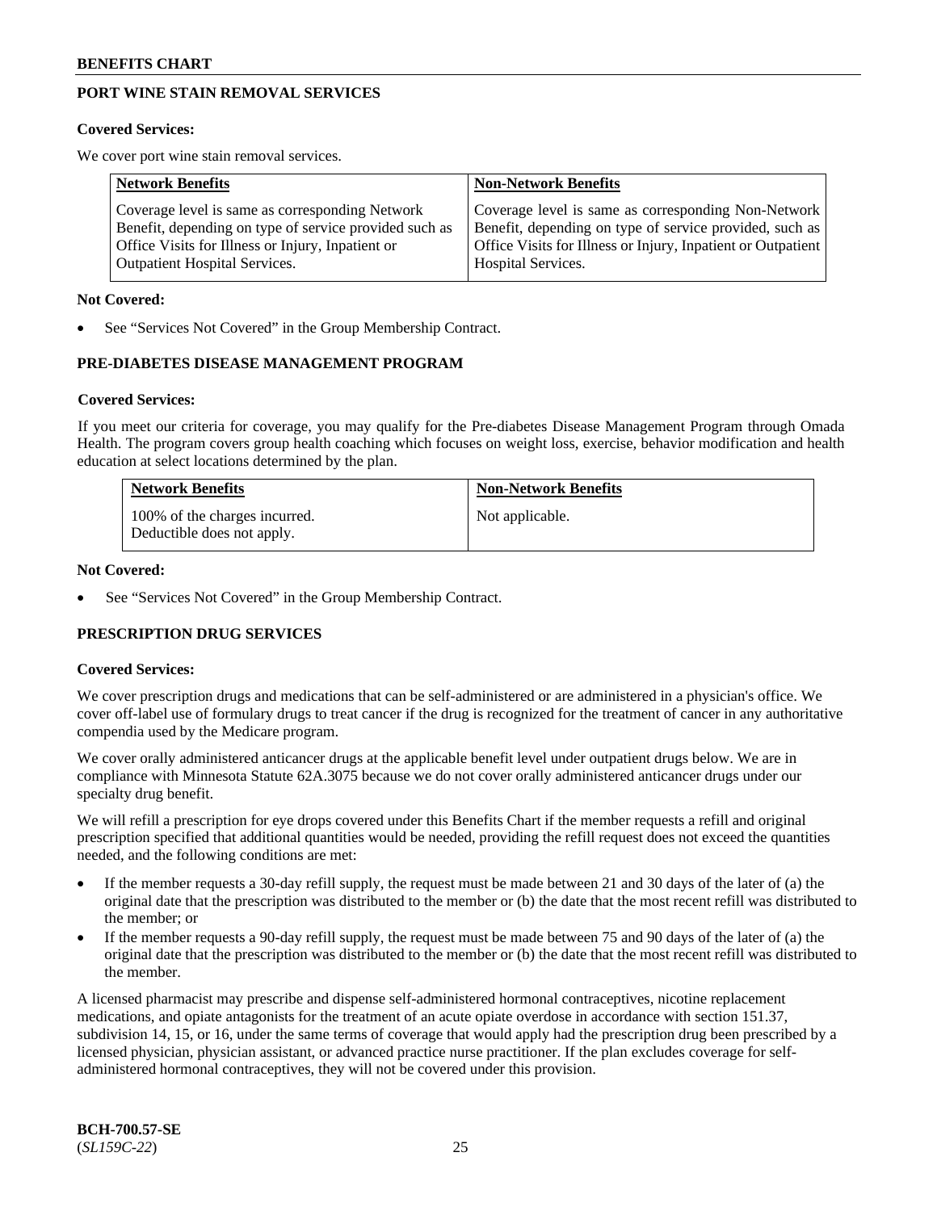## PORT WINE STAIN REMOVAL SERVICES

**Covered Services:**

We cover port wine stain removal services.

| Network Benefits | Non-Network Benefits |
|---|---|
| Coverage level is same as corresponding Network Benefit, depending on type of service provided such as Office Visits for Illness or Injury, Inpatient or Outpatient Hospital Services. | Coverage level is same as corresponding Non-Network Benefit, depending on type of service provided, such as Office Visits for Illness or Injury, Inpatient or Outpatient Hospital Services. |

**Not Covered:**

- See "Services Not Covered" in the Group Membership Contract.

## PRE-DIABETES DISEASE MANAGEMENT PROGRAM

**Covered Services:**

If you meet our criteria for coverage, you may qualify for the Pre-diabetes Disease Management Program through Omada Health. The program covers group health coaching which focuses on weight loss, exercise, behavior modification and health education at select locations determined by the plan.

| Network Benefits | Non-Network Benefits |
|---|---|
| 100% of the charges incurred. Deductible does not apply. | Not applicable. |

**Not Covered:**

- See "Services Not Covered" in the Group Membership Contract.

## PRESCRIPTION DRUG SERVICES

**Covered Services:**

We cover prescription drugs and medications that can be self-administered or are administered in a physician's office. We cover off-label use of formulary drugs to treat cancer if the drug is recognized for the treatment of cancer in any authoritative compendia used by the Medicare program.

We cover orally administered anticancer drugs at the applicable benefit level under outpatient drugs below. We are in compliance with Minnesota Statute 62A.3075 because we do not cover orally administered anticancer drugs under our specialty drug benefit.

We will refill a prescription for eye drops covered under this Benefits Chart if the member requests a refill and original prescription specified that additional quantities would be needed, providing the refill request does not exceed the quantities needed, and the following conditions are met:

- If the member requests a 30-day refill supply, the request must be made between 21 and 30 days of the later of (a) the original date that the prescription was distributed to the member or (b) the date that the most recent refill was distributed to the member; or
- If the member requests a 90-day refill supply, the request must be made between 75 and 90 days of the later of (a) the original date that the prescription was distributed to the member or (b) the date that the most recent refill was distributed to the member.

A licensed pharmacist may prescribe and dispense self-administered hormonal contraceptives, nicotine replacement medications, and opiate antagonists for the treatment of an acute opiate overdose in accordance with section 151.37, subdivision 14, 15, or 16, under the same terms of coverage that would apply had the prescription drug been prescribed by a licensed physician, physician assistant, or advanced practice nurse practitioner. If the plan excludes coverage for self-administered hormonal contraceptives, they will not be covered under this provision.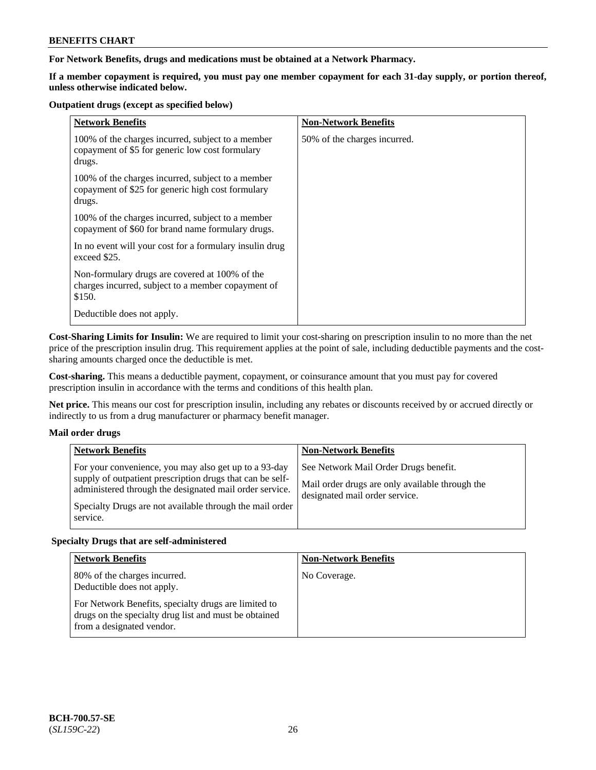**For Network Benefits, drugs and medications must be obtained at a Network Pharmacy.**

**If a member copayment is required, you must pay one member copayment for each 31-day supply, or portion thereof, unless otherwise indicated below.**

**Outpatient drugs (except as specified below)**

| Network Benefits | Non-Network Benefits |
|---|---|
| 100% of the charges incurred, subject to a member copayment of $5 for generic low cost formulary drugs.<br><br>100% of the charges incurred, subject to a member copayment of $25 for generic high cost formulary drugs.<br><br>100% of the charges incurred, subject to a member copayment of $60 for brand name formulary drugs.<br><br>In no event will your cost for a formulary insulin drug exceed $25.<br><br>Non-formulary drugs are covered at 100% of the charges incurred, subject to a member copayment of $150.<br><br>Deductible does not apply. | 50% of the charges incurred. |

**Cost-Sharing Limits for Insulin:** We are required to limit your cost-sharing on prescription insulin to no more than the net price of the prescription insulin drug. This requirement applies at the point of sale, including deductible payments and the cost-sharing amounts charged once the deductible is met.

**Cost-sharing.** This means a deductible payment, copayment, or coinsurance amount that you must pay for covered prescription insulin in accordance with the terms and conditions of this health plan.

**Net price.** This means our cost for prescription insulin, including any rebates or discounts received by or accrued directly or indirectly to us from a drug manufacturer or pharmacy benefit manager.

**Mail order drugs**

| Network Benefits | Non-Network Benefits |
|---|---|
| For your convenience, you may also get up to a 93-day supply of outpatient prescription drugs that can be self-administered through the designated mail order service.<br><br>Specialty Drugs are not available through the mail order service. | See Network Mail Order Drugs benefit.<br><br>Mail order drugs are only available through the designated mail order service. |

**Specialty Drugs that are self-administered**

| Network Benefits | Non-Network Benefits |
|---|---|
| 80% of the charges incurred.<br>Deductible does not apply.<br><br>For Network Benefits, specialty drugs are limited to drugs on the specialty drug list and must be obtained from a designated vendor. | No Coverage. |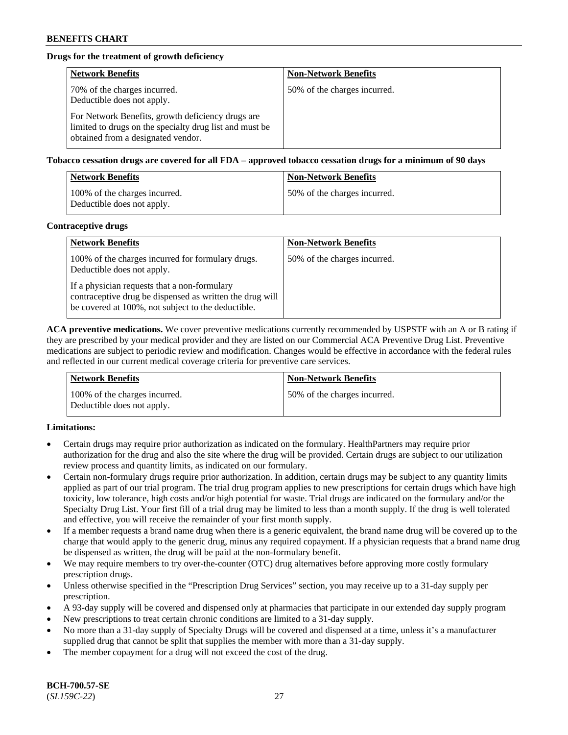**Drugs for the treatment of growth deficiency**

| Network Benefits | Non-Network Benefits |
| --- | --- |
| 70% of the charges incurred.<br>Deductible does not apply.<br><br>For Network Benefits, growth deficiency drugs are limited to drugs on the specialty drug list and must be obtained from a designated vendor. | 50% of the charges incurred. |

**Tobacco cessation drugs are covered for all FDA – approved tobacco cessation drugs for a minimum of 90 days**

| Network Benefits | Non-Network Benefits |
| --- | --- |
| 100% of the charges incurred.<br>Deductible does not apply. | 50% of the charges incurred. |

**Contraceptive drugs**

| Network Benefits | Non-Network Benefits |
| --- | --- |
| 100% of the charges incurred for formulary drugs.<br>Deductible does not apply.<br><br>If a physician requests that a non-formulary contraceptive drug be dispensed as written the drug will be covered at 100%, not subject to the deductible. | 50% of the charges incurred. |

**ACA preventive medications.** We cover preventive medications currently recommended by USPSTF with an A or B rating if they are prescribed by your medical provider and they are listed on our Commercial ACA Preventive Drug List. Preventive medications are subject to periodic review and modification. Changes would be effective in accordance with the federal rules and reflected in our current medical coverage criteria for preventive care services.

| Network Benefits | Non-Network Benefits |
| --- | --- |
| 100% of the charges incurred.<br>Deductible does not apply. | 50% of the charges incurred. |

**Limitations:**

- Certain drugs may require prior authorization as indicated on the formulary. HealthPartners may require prior authorization for the drug and also the site where the drug will be provided. Certain drugs are subject to our utilization review process and quantity limits, as indicated on our formulary.
- Certain non-formulary drugs require prior authorization. In addition, certain drugs may be subject to any quantity limits applied as part of our trial program. The trial drug program applies to new prescriptions for certain drugs which have high toxicity, low tolerance, high costs and/or high potential for waste. Trial drugs are indicated on the formulary and/or the Specialty Drug List. Your first fill of a trial drug may be limited to less than a month supply. If the drug is well tolerated and effective, you will receive the remainder of your first month supply.
- If a member requests a brand name drug when there is a generic equivalent, the brand name drug will be covered up to the charge that would apply to the generic drug, minus any required copayment. If a physician requests that a brand name drug be dispensed as written, the drug will be paid at the non-formulary benefit.
- We may require members to try over-the-counter (OTC) drug alternatives before approving more costly formulary prescription drugs.
- Unless otherwise specified in the "Prescription Drug Services" section, you may receive up to a 31-day supply per prescription.
- A 93-day supply will be covered and dispensed only at pharmacies that participate in our extended day supply program
- New prescriptions to treat certain chronic conditions are limited to a 31-day supply.
- No more than a 31-day supply of Specialty Drugs will be covered and dispensed at a time, unless it's a manufacturer supplied drug that cannot be split that supplies the member with more than a 31-day supply.
- The member copayment for a drug will not exceed the cost of the drug.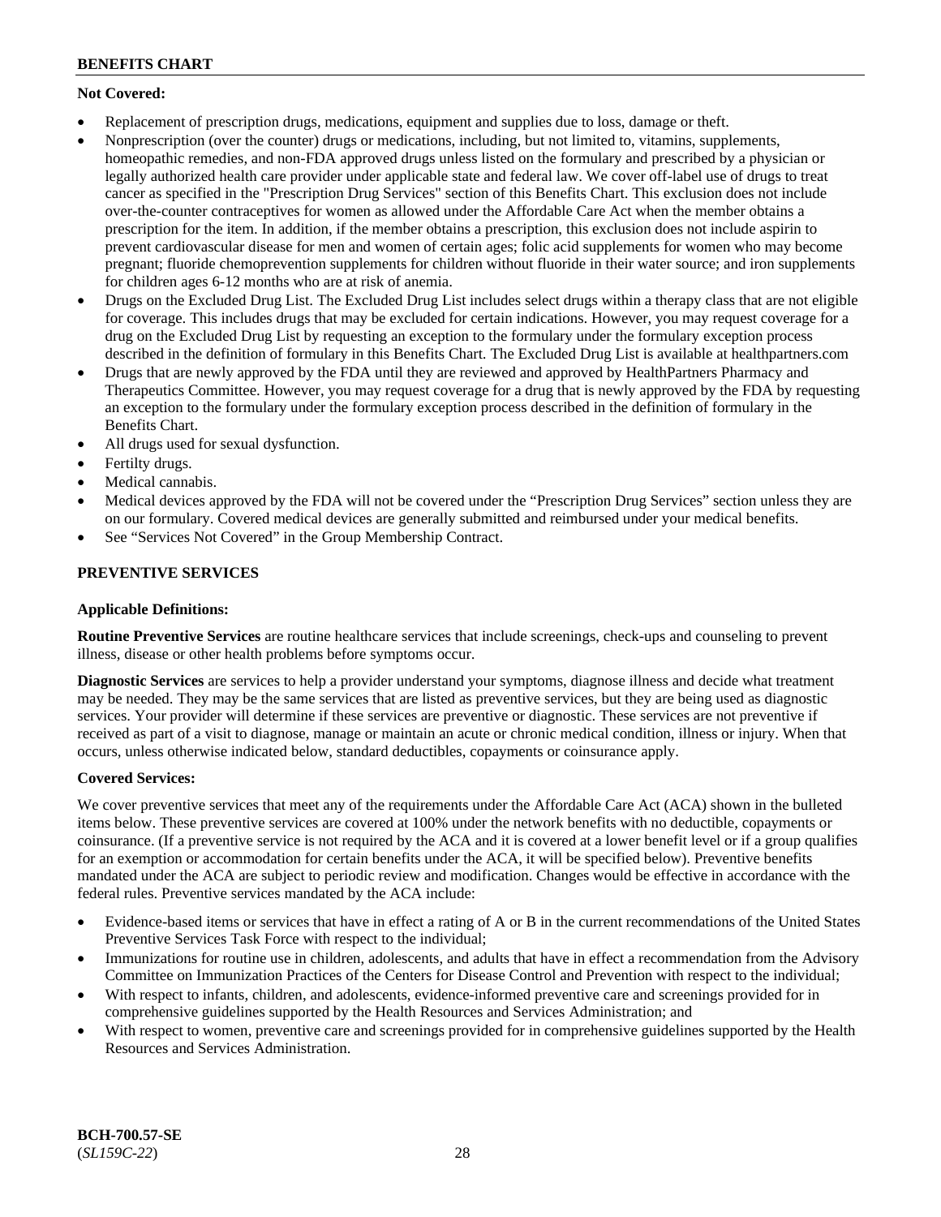**Not Covered:**

- Replacement of prescription drugs, medications, equipment and supplies due to loss, damage or theft.
- Nonprescription (over the counter) drugs or medications, including, but not limited to, vitamins, supplements, homeopathic remedies, and non-FDA approved drugs unless listed on the formulary and prescribed by a physician or legally authorized health care provider under applicable state and federal law. We cover off-label use of drugs to treat cancer as specified in the "Prescription Drug Services" section of this Benefits Chart. This exclusion does not include over-the-counter contraceptives for women as allowed under the Affordable Care Act when the member obtains a prescription for the item. In addition, if the member obtains a prescription, this exclusion does not include aspirin to prevent cardiovascular disease for men and women of certain ages; folic acid supplements for women who may become pregnant; fluoride chemoprevention supplements for children without fluoride in their water source; and iron supplements for children ages 6-12 months who are at risk of anemia.
- Drugs on the Excluded Drug List. The Excluded Drug List includes select drugs within a therapy class that are not eligible for coverage. This includes drugs that may be excluded for certain indications. However, you may request coverage for a drug on the Excluded Drug List by requesting an exception to the formulary under the formulary exception process described in the definition of formulary in this Benefits Chart. The Excluded Drug List is available at healthpartners.com
- Drugs that are newly approved by the FDA until they are reviewed and approved by HealthPartners Pharmacy and Therapeutics Committee. However, you may request coverage for a drug that is newly approved by the FDA by requesting an exception to the formulary under the formulary exception process described in the definition of formulary in the Benefits Chart.
- All drugs used for sexual dysfunction.
- Fertilty drugs.
- Medical cannabis.
- Medical devices approved by the FDA will not be covered under the "Prescription Drug Services" section unless they are on our formulary. Covered medical devices are generally submitted and reimbursed under your medical benefits.
- See "Services Not Covered" in the Group Membership Contract.

## PREVENTIVE SERVICES

**Applicable Definitions:**

**Routine Preventive Services** are routine healthcare services that include screenings, check-ups and counseling to prevent illness, disease or other health problems before symptoms occur.

**Diagnostic Services** are services to help a provider understand your symptoms, diagnose illness and decide what treatment may be needed. They may be the same services that are listed as preventive services, but they are being used as diagnostic services. Your provider will determine if these services are preventive or diagnostic. These services are not preventive if received as part of a visit to diagnose, manage or maintain an acute or chronic medical condition, illness or injury. When that occurs, unless otherwise indicated below, standard deductibles, copayments or coinsurance apply.

**Covered Services:**

We cover preventive services that meet any of the requirements under the Affordable Care Act (ACA) shown in the bulleted items below. These preventive services are covered at 100% under the network benefits with no deductible, copayments or coinsurance. (If a preventive service is not required by the ACA and it is covered at a lower benefit level or if a group qualifies for an exemption or accommodation for certain benefits under the ACA, it will be specified below). Preventive benefits mandated under the ACA are subject to periodic review and modification. Changes would be effective in accordance with the federal rules. Preventive services mandated by the ACA include:

- Evidence-based items or services that have in effect a rating of A or B in the current recommendations of the United States Preventive Services Task Force with respect to the individual;
- Immunizations for routine use in children, adolescents, and adults that have in effect a recommendation from the Advisory Committee on Immunization Practices of the Centers for Disease Control and Prevention with respect to the individual;
- With respect to infants, children, and adolescents, evidence-informed preventive care and screenings provided for in comprehensive guidelines supported by the Health Resources and Services Administration; and
- With respect to women, preventive care and screenings provided for in comprehensive guidelines supported by the Health Resources and Services Administration.

**BCH-700.57-SE**
(*SL159C-22*)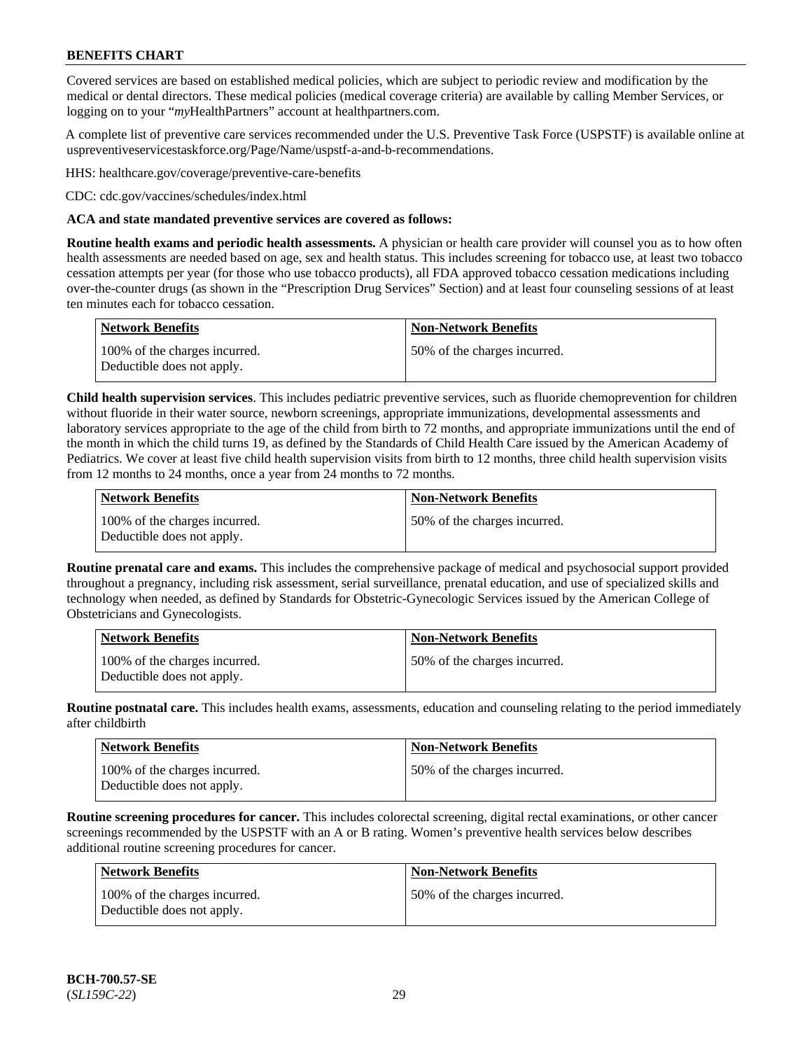Covered services are based on established medical policies, which are subject to periodic review and modification by the medical or dental directors. These medical policies (medical coverage criteria) are available by calling Member Services, or logging on to your "*my*HealthPartners" account at healthpartners.com.

A complete list of preventive care services recommended under the U.S. Preventive Task Force (USPSTF) is available online at uspreventiveservicestaskforce.org/Page/Name/uspstf-a-and-b-recommendations.

HHS: healthcare.gov/coverage/preventive-care-benefits

CDC: cdc.gov/vaccines/schedules/index.html

**ACA and state mandated preventive services are covered as follows:**

**Routine health exams and periodic health assessments.** A physician or health care provider will counsel you as to how often health assessments are needed based on age, sex and health status. This includes screening for tobacco use, at least two tobacco cessation attempts per year (for those who use tobacco products), all FDA approved tobacco cessation medications including over-the-counter drugs (as shown in the "Prescription Drug Services" Section) and at least four counseling sessions of at least ten minutes each for tobacco cessation.

| Network Benefits | Non-Network Benefits |
|---|---|
| 100% of the charges incurred. Deductible does not apply. | 50% of the charges incurred. |

**Child health supervision services**. This includes pediatric preventive services, such as fluoride chemoprevention for children without fluoride in their water source, newborn screenings, appropriate immunizations, developmental assessments and laboratory services appropriate to the age of the child from birth to 72 months, and appropriate immunizations until the end of the month in which the child turns 19, as defined by the Standards of Child Health Care issued by the American Academy of Pediatrics. We cover at least five child health supervision visits from birth to 12 months, three child health supervision visits from 12 months to 24 months, once a year from 24 months to 72 months.

| Network Benefits | Non-Network Benefits |
|---|---|
| 100% of the charges incurred. Deductible does not apply. | 50% of the charges incurred. |

**Routine prenatal care and exams.** This includes the comprehensive package of medical and psychosocial support provided throughout a pregnancy, including risk assessment, serial surveillance, prenatal education, and use of specialized skills and technology when needed, as defined by Standards for Obstetric-Gynecologic Services issued by the American College of Obstetricians and Gynecologists.

| Network Benefits | Non-Network Benefits |
|---|---|
| 100% of the charges incurred. Deductible does not apply. | 50% of the charges incurred. |

**Routine postnatal care.** This includes health exams, assessments, education and counseling relating to the period immediately after childbirth

| Network Benefits | Non-Network Benefits |
|---|---|
| 100% of the charges incurred. Deductible does not apply. | 50% of the charges incurred. |

**Routine screening procedures for cancer.** This includes colorectal screening, digital rectal examinations, or other cancer screenings recommended by the USPSTF with an A or B rating. Women's preventive health services below describes additional routine screening procedures for cancer.

| Network Benefits | Non-Network Benefits |
|---|---|
| 100% of the charges incurred. Deductible does not apply. | 50% of the charges incurred. |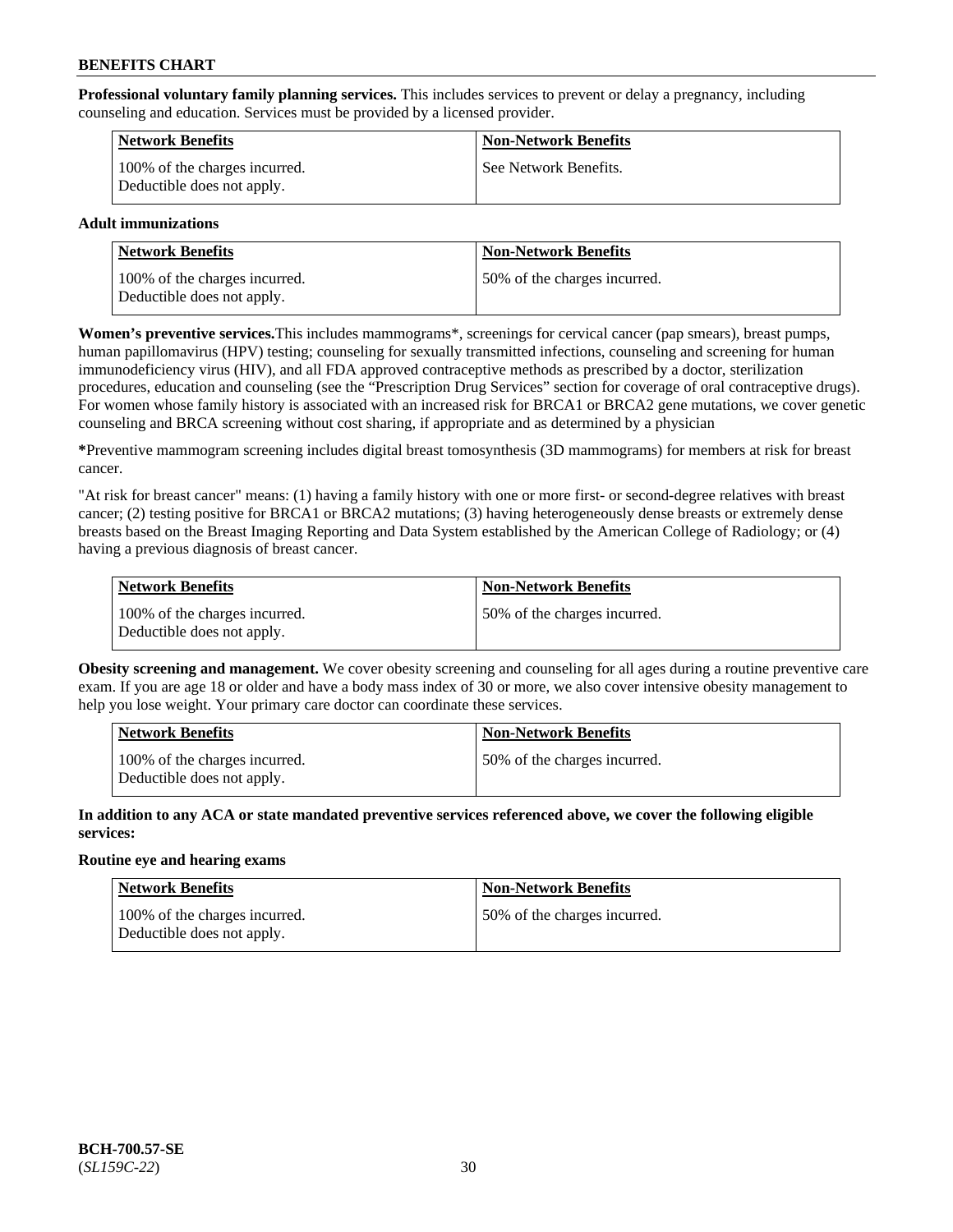**Professional voluntary family planning services.** This includes services to prevent or delay a pregnancy, including counseling and education. Services must be provided by a licensed provider.

| Network Benefits | Non-Network Benefits |
| --- | --- |
| 100% of the charges incurred. Deductible does not apply. | See Network Benefits. |

**Adult immunizations**

| Network Benefits | Non-Network Benefits |
| --- | --- |
| 100% of the charges incurred. Deductible does not apply. | 50% of the charges incurred. |

**Women's preventive services.**This includes mammograms*, screenings for cervical cancer (pap smears), breast pumps, human papillomavirus (HPV) testing; counseling for sexually transmitted infections, counseling and screening for human immunodeficiency virus (HIV), and all FDA approved contraceptive methods as prescribed by a doctor, sterilization procedures, education and counseling (see the "Prescription Drug Services" section for coverage of oral contraceptive drugs). For women whose family history is associated with an increased risk for BRCA1 or BRCA2 gene mutations, we cover genetic counseling and BRCA screening without cost sharing, if appropriate and as determined by a physician

**\***Preventive mammogram screening includes digital breast tomosynthesis (3D mammograms) for members at risk for breast cancer.

"At risk for breast cancer" means: (1) having a family history with one or more first- or second-degree relatives with breast cancer; (2) testing positive for BRCA1 or BRCA2 mutations; (3) having heterogeneously dense breasts or extremely dense breasts based on the Breast Imaging Reporting and Data System established by the American College of Radiology; or (4) having a previous diagnosis of breast cancer.

| Network Benefits | Non-Network Benefits |
| --- | --- |
| 100% of the charges incurred. Deductible does not apply. | 50% of the charges incurred. |

**Obesity screening and management.** We cover obesity screening and counseling for all ages during a routine preventive care exam. If you are age 18 or older and have a body mass index of 30 or more, we also cover intensive obesity management to help you lose weight. Your primary care doctor can coordinate these services.

| Network Benefits | Non-Network Benefits |
| --- | --- |
| 100% of the charges incurred. Deductible does not apply. | 50% of the charges incurred. |

**In addition to any ACA or state mandated preventive services referenced above, we cover the following eligible services:**

**Routine eye and hearing exams**

| Network Benefits | Non-Network Benefits |
| --- | --- |
| 100% of the charges incurred. Deductible does not apply. | 50% of the charges incurred. |

**BCH-700.57-SE**
(*SL159C-22*)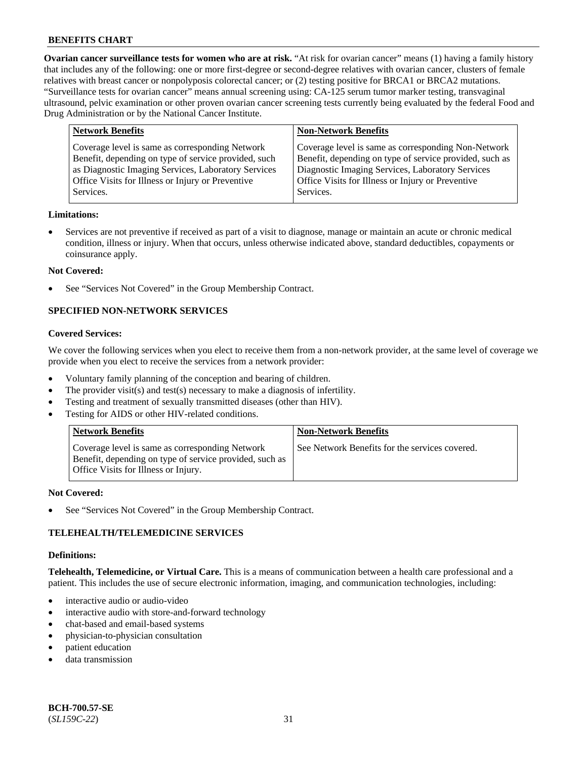**Ovarian cancer surveillance tests for women who are at risk.** "At risk for ovarian cancer" means (1) having a family history that includes any of the following: one or more first-degree or second-degree relatives with ovarian cancer, clusters of female relatives with breast cancer or nonpolyposis colorectal cancer; or (2) testing positive for BRCA1 or BRCA2 mutations. "Surveillance tests for ovarian cancer" means annual screening using: CA-125 serum tumor marker testing, transvaginal ultrasound, pelvic examination or other proven ovarian cancer screening tests currently being evaluated by the federal Food and Drug Administration or by the National Cancer Institute.

| Network Benefits | Non-Network Benefits |
| --- | --- |
| Coverage level is same as corresponding Network Benefit, depending on type of service provided, such as Diagnostic Imaging Services, Laboratory Services Office Visits for Illness or Injury or Preventive Services. | Coverage level is same as corresponding Non-Network Benefit, depending on type of service provided, such as Diagnostic Imaging Services, Laboratory Services Office Visits for Illness or Injury or Preventive Services. |

**Limitations:**

- Services are not preventive if received as part of a visit to diagnose, manage or maintain an acute or chronic medical condition, illness or injury. When that occurs, unless otherwise indicated above, standard deductibles, copayments or coinsurance apply.

**Not Covered:**

- See "Services Not Covered" in the Group Membership Contract.

### SPECIFIED NON-NETWORK SERVICES

**Covered Services:**

We cover the following services when you elect to receive them from a non-network provider, at the same level of coverage we provide when you elect to receive the services from a network provider:

- Voluntary family planning of the conception and bearing of children.
- The provider visit(s) and test(s) necessary to make a diagnosis of infertility.
- Testing and treatment of sexually transmitted diseases (other than HIV).
- Testing for AIDS or other HIV-related conditions.

| Network Benefits | Non-Network Benefits |
| --- | --- |
| Coverage level is same as corresponding Network Benefit, depending on type of service provided, such as Office Visits for Illness or Injury. | See Network Benefits for the services covered. |

**Not Covered:**

- See "Services Not Covered" in the Group Membership Contract.

### TELEHEALTH/TELEMEDICINE SERVICES

**Definitions:**

**Telehealth, Telemedicine, or Virtual Care.** This is a means of communication between a health care professional and a patient. This includes the use of secure electronic information, imaging, and communication technologies, including:

- interactive audio or audio-video
- interactive audio with store-and-forward technology
- chat-based and email-based systems
- physician-to-physician consultation
- patient education
- data transmission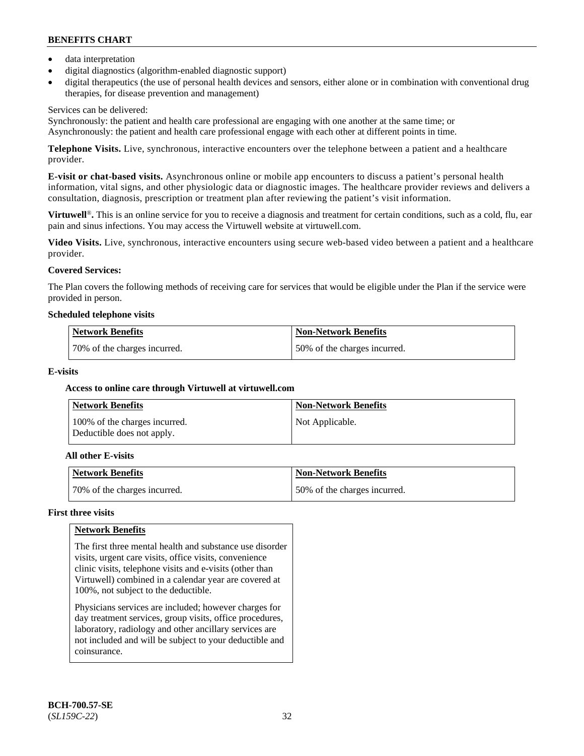- data interpretation
- digital diagnostics (algorithm-enabled diagnostic support)
- digital therapeutics (the use of personal health devices and sensors, either alone or in combination with conventional drug therapies, for disease prevention and management)

Services can be delivered:
Synchronously: the patient and health care professional are engaging with one another at the same time; or
Asynchronously: the patient and health care professional engage with each other at different points in time.

**Telephone Visits.** Live, synchronous, interactive encounters over the telephone between a patient and a healthcare provider.

**E-visit or chat-based visits.** Asynchronous online or mobile app encounters to discuss a patient's personal health information, vital signs, and other physiologic data or diagnostic images. The healthcare provider reviews and delivers a consultation, diagnosis, prescription or treatment plan after reviewing the patient's visit information.

**Virtuwell®.** This is an online service for you to receive a diagnosis and treatment for certain conditions, such as a cold, flu, ear pain and sinus infections. You may access the Virtuwell website at virtuwell.com.

**Video Visits.** Live, synchronous, interactive encounters using secure web-based video between a patient and a healthcare provider.

**Covered Services:**

The Plan covers the following methods of receiving care for services that would be eligible under the Plan if the service were provided in person.

**Scheduled telephone visits**

| Network Benefits | Non-Network Benefits |
|---|---|
| 70% of the charges incurred. | 50% of the charges incurred. |

**E-visits**

**Access to online care through Virtuwell at virtuwell.com**

| Network Benefits | Non-Network Benefits |
|---|---|
| 100% of the charges incurred. Deductible does not apply. | Not Applicable. |

**All other E-visits**

| Network Benefits | Non-Network Benefits |
|---|---|
| 70% of the charges incurred. | 50% of the charges incurred. |

**First three visits**

| Network Benefits |
|---|
| The first three mental health and substance use disorder visits, urgent care visits, office visits, convenience clinic visits, telephone visits and e-visits (other than Virtuwell) combined in a calendar year are covered at 100%, not subject to the deductible.<br><br>Physicians services are included; however charges for day treatment services, group visits, office procedures, laboratory, radiology and other ancillary services are not included and will be subject to your deductible and coinsurance. |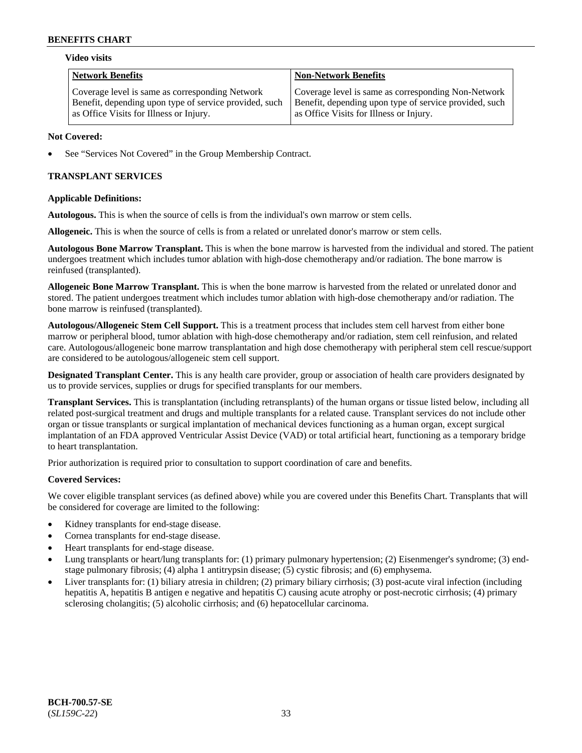**Video visits**

| Network Benefits | Non-Network Benefits |
|---|---|
| Coverage level is same as corresponding Network Benefit, depending upon type of service provided, such as Office Visits for Illness or Injury. | Coverage level is same as corresponding Non-Network Benefit, depending upon type of service provided, such as Office Visits for Illness or Injury. |

**Not Covered:**

- See "Services Not Covered" in the Group Membership Contract.

**TRANSPLANT SERVICES**

**Applicable Definitions:**

**Autologous.** This is when the source of cells is from the individual's own marrow or stem cells.

**Allogeneic.** This is when the source of cells is from a related or unrelated donor's marrow or stem cells.

**Autologous Bone Marrow Transplant.** This is when the bone marrow is harvested from the individual and stored. The patient undergoes treatment which includes tumor ablation with high-dose chemotherapy and/or radiation. The bone marrow is reinfused (transplanted).

**Allogeneic Bone Marrow Transplant.** This is when the bone marrow is harvested from the related or unrelated donor and stored. The patient undergoes treatment which includes tumor ablation with high-dose chemotherapy and/or radiation. The bone marrow is reinfused (transplanted).

**Autologous/Allogeneic Stem Cell Support.** This is a treatment process that includes stem cell harvest from either bone marrow or peripheral blood, tumor ablation with high-dose chemotherapy and/or radiation, stem cell reinfusion, and related care. Autologous/allogeneic bone marrow transplantation and high dose chemotherapy with peripheral stem cell rescue/support are considered to be autologous/allogeneic stem cell support.

**Designated Transplant Center.** This is any health care provider, group or association of health care providers designated by us to provide services, supplies or drugs for specified transplants for our members.

**Transplant Services.** This is transplantation (including retransplants) of the human organs or tissue listed below, including all related post-surgical treatment and drugs and multiple transplants for a related cause. Transplant services do not include other organ or tissue transplants or surgical implantation of mechanical devices functioning as a human organ, except surgical implantation of an FDA approved Ventricular Assist Device (VAD) or total artificial heart, functioning as a temporary bridge to heart transplantation.

Prior authorization is required prior to consultation to support coordination of care and benefits.

**Covered Services:**

We cover eligible transplant services (as defined above) while you are covered under this Benefits Chart. Transplants that will be considered for coverage are limited to the following:

- Kidney transplants for end-stage disease.
- Cornea transplants for end-stage disease.
- Heart transplants for end-stage disease.
- Lung transplants or heart/lung transplants for: (1) primary pulmonary hypertension; (2) Eisenmenger's syndrome; (3) end-stage pulmonary fibrosis; (4) alpha 1 antitrypsin disease; (5) cystic fibrosis; and (6) emphysema.
- Liver transplants for: (1) biliary atresia in children; (2) primary biliary cirrhosis; (3) post-acute viral infection (including hepatitis A, hepatitis B antigen e negative and hepatitis C) causing acute atrophy or post-necrotic cirrhosis; (4) primary sclerosing cholangitis; (5) alcoholic cirrhosis; and (6) hepatocellular carcinoma.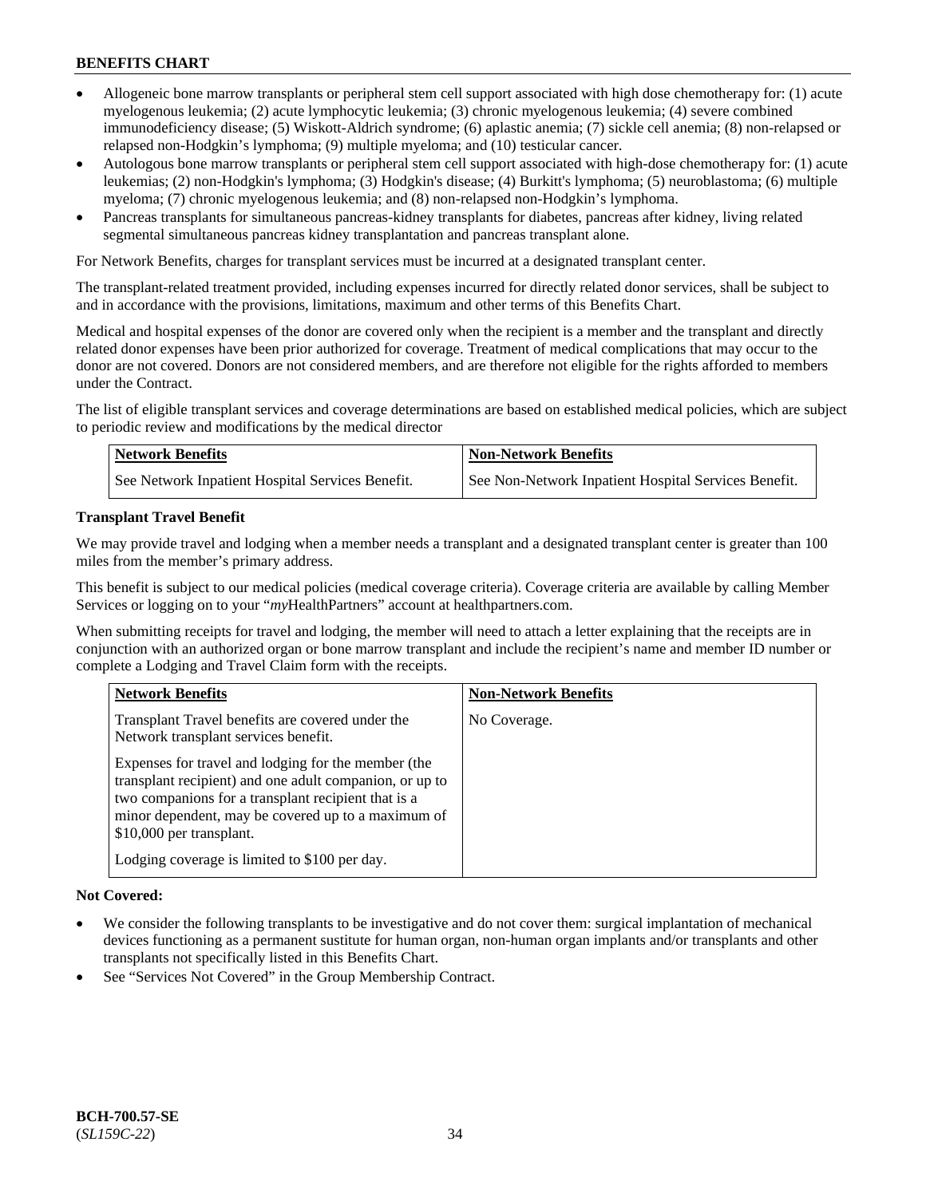- Allogeneic bone marrow transplants or peripheral stem cell support associated with high dose chemotherapy for: (1) acute myelogenous leukemia; (2) acute lymphocytic leukemia; (3) chronic myelogenous leukemia; (4) severe combined immunodeficiency disease; (5) Wiskott-Aldrich syndrome; (6) aplastic anemia; (7) sickle cell anemia; (8) non-relapsed or relapsed non-Hodgkin's lymphoma; (9) multiple myeloma; and (10) testicular cancer.
- Autologous bone marrow transplants or peripheral stem cell support associated with high-dose chemotherapy for: (1) acute leukemias; (2) non-Hodgkin's lymphoma; (3) Hodgkin's disease; (4) Burkitt's lymphoma; (5) neuroblastoma; (6) multiple myeloma; (7) chronic myelogenous leukemia; and (8) non-relapsed non-Hodgkin's lymphoma.
- Pancreas transplants for simultaneous pancreas-kidney transplants for diabetes, pancreas after kidney, living related segmental simultaneous pancreas kidney transplantation and pancreas transplant alone.

For Network Benefits, charges for transplant services must be incurred at a designated transplant center.

The transplant-related treatment provided, including expenses incurred for directly related donor services, shall be subject to and in accordance with the provisions, limitations, maximum and other terms of this Benefits Chart.

Medical and hospital expenses of the donor are covered only when the recipient is a member and the transplant and directly related donor expenses have been prior authorized for coverage. Treatment of medical complications that may occur to the donor are not covered. Donors are not considered members, and are therefore not eligible for the rights afforded to members under the Contract.

The list of eligible transplant services and coverage determinations are based on established medical policies, which are subject to periodic review and modifications by the medical director

| Network Benefits | Non-Network Benefits |
|---|---|
| See Network Inpatient Hospital Services Benefit. | See Non-Network Inpatient Hospital Services Benefit. |

**Transplant Travel Benefit**

We may provide travel and lodging when a member needs a transplant and a designated transplant center is greater than 100 miles from the member's primary address.

This benefit is subject to our medical policies (medical coverage criteria). Coverage criteria are available by calling Member Services or logging on to your "*my*HealthPartners" account at healthpartners.com.

When submitting receipts for travel and lodging, the member will need to attach a letter explaining that the receipts are in conjunction with an authorized organ or bone marrow transplant and include the recipient's name and member ID number or complete a Lodging and Travel Claim form with the receipts.

| Network Benefits | Non-Network Benefits |
|---|---|
| Transplant Travel benefits are covered under the Network transplant services benefit.<br><br>Expenses for travel and lodging for the member (the transplant recipient) and one adult companion, or up to two companions for a transplant recipient that is a minor dependent, may be covered up to a maximum of $10,000 per transplant.<br><br>Lodging coverage is limited to $100 per day. | No Coverage. |

**Not Covered:**

- We consider the following transplants to be investigative and do not cover them: surgical implantation of mechanical devices functioning as a permanent sustitute for human organ, non-human organ implants and/or transplants and other transplants not specifically listed in this Benefits Chart.
- See "Services Not Covered" in the Group Membership Contract.